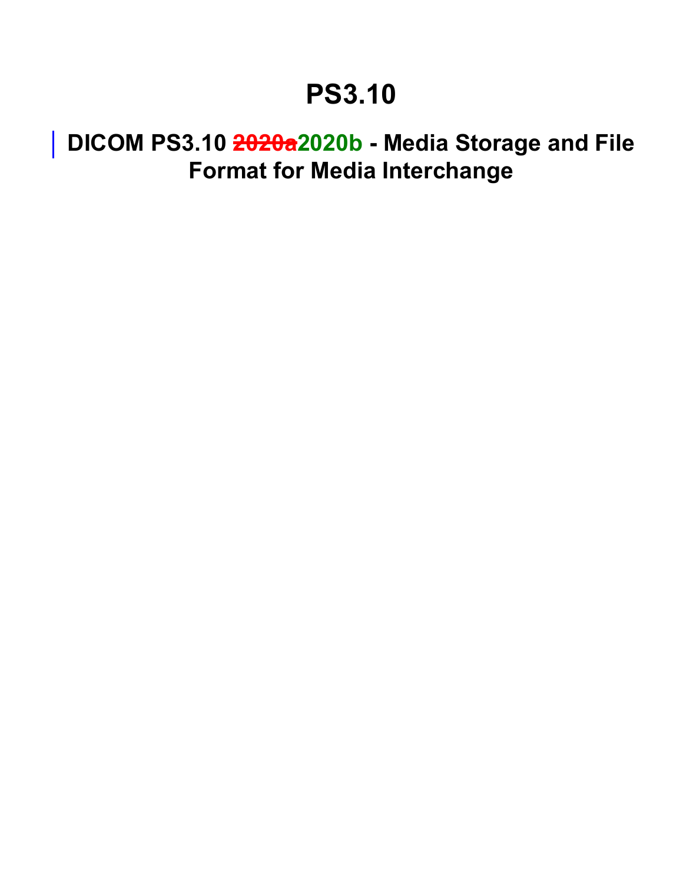# PS3.10

## DICOM PS3.10 ~~2020a~~2020b - Media Storage and File Format for Media Interchange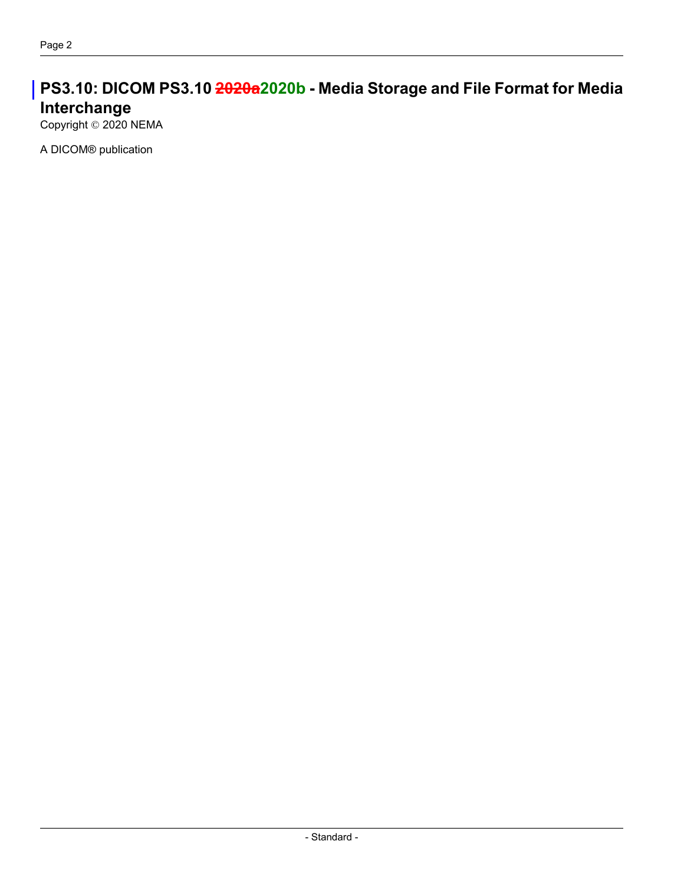# PS3.10: DICOM PS3.10 ~~2020a~~2020b - Media Storage and File Format for Media Interchange

Copyright © 2020 NEMA

A DICOM® publication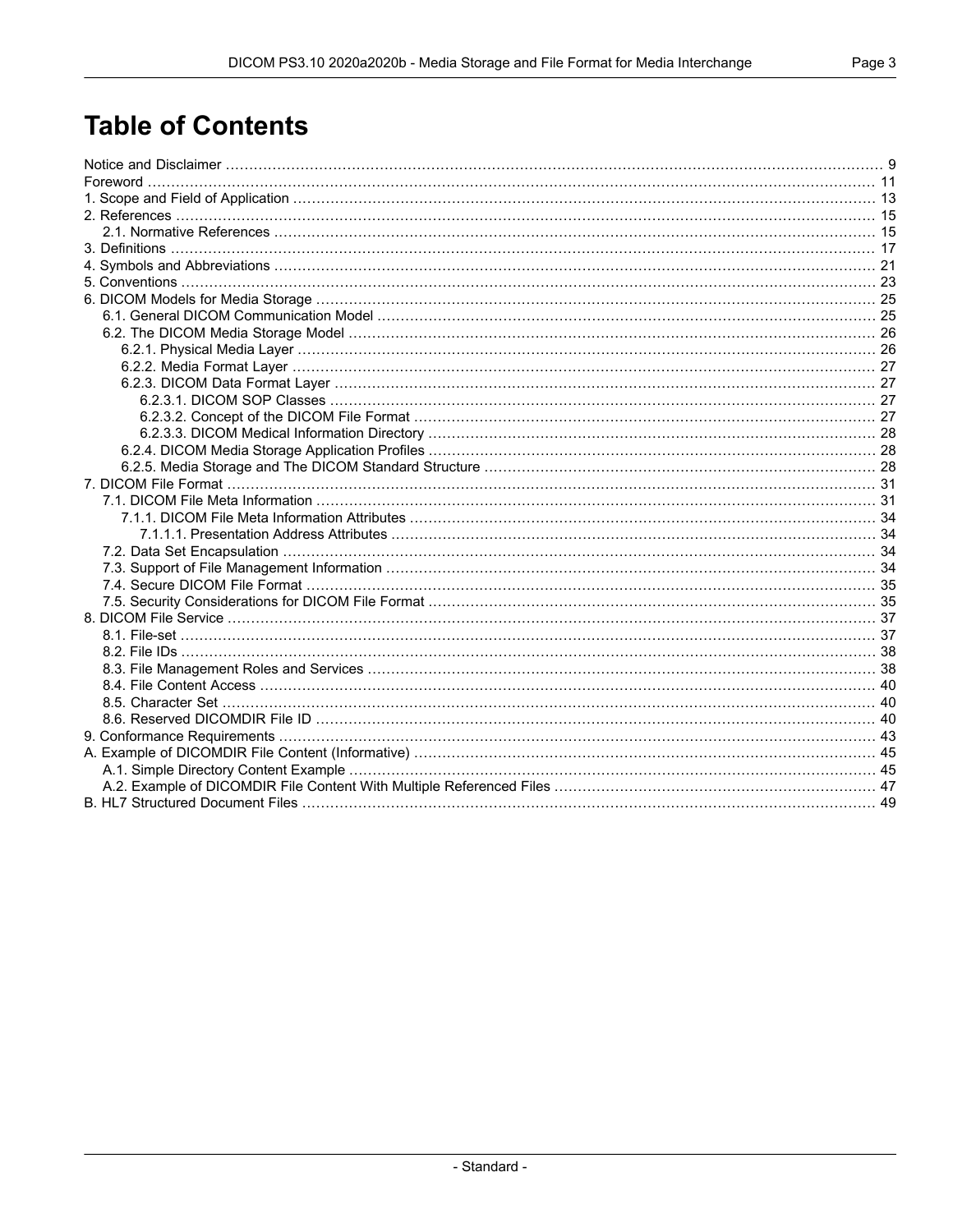# Table of Contents

Notice and Disclaimer ........................................................................................................................................ 9
Foreword ........................................................................................................................................................ 11
1. Scope and Field of Application ..................................................................................................................... 13
2. References ................................................................................................................................................. 15
   2.1. Normative References ......................................................................................................................... 15
3. Definitions .................................................................................................................................................. 17
4. Symbols and Abbreviations .......................................................................................................................... 21
5. Conventions ................................................................................................................................................ 23
6. DICOM Models for Media Storage ................................................................................................................. 25
   6.1. General DICOM Communication Model ................................................................................................... 25
   6.2. The DICOM Media Storage Model .......................................................................................................... 26
      6.2.1. Physical Media Layer ...................................................................................................................... 26
      6.2.2. Media Format Layer ....................................................................................................................... 27
      6.2.3. DICOM Data Format Layer .............................................................................................................. 27
         6.2.3.1. DICOM SOP Classes ................................................................................................................ 27
         6.2.3.2. Concept of the DICOM File Format ............................................................................................ 27
         6.2.3.3. DICOM Medical Information Directory ........................................................................................ 28
      6.2.4. DICOM Media Storage Application Profiles ........................................................................................ 28
      6.2.5. Media Storage and The DICOM Standard Structure ............................................................................ 28
7. DICOM File Format ...................................................................................................................................... 31
   7.1. DICOM File Meta Information ................................................................................................................ 31
      7.1.1. DICOM File Meta Information Attributes ............................................................................................ 34
         7.1.1.1. Presentation Address Attributes ................................................................................................ 34
   7.2. Data Set Encapsulation ........................................................................................................................ 34
   7.3. Support of File Management Information ................................................................................................ 34
   7.4. Secure DICOM File Format ................................................................................................................... 35
   7.5. Security Considerations for DICOM File Format ........................................................................................ 35
8. DICOM File Service ..................................................................................................................................... 37
   8.1. File-set .............................................................................................................................................. 37
   8.2. File IDs .............................................................................................................................................. 38
   8.3. File Management Roles and Services ..................................................................................................... 38
   8.4. File Content Access ............................................................................................................................. 40
   8.5. Character Set ..................................................................................................................................... 40
   8.6. Reserved DICOMDIR File ID ................................................................................................................. 40
9. Conformance Requirements ......................................................................................................................... 43
A. Example of DICOMDIR File Content (Informative) ........................................................................................... 45
   A.1. Simple Directory Content Example ......................................................................................................... 45
   A.2. Example of DICOMDIR File Content With Multiple Referenced Files ............................................................. 47
B. HL7 Structured Document Files .................................................................................................................... 49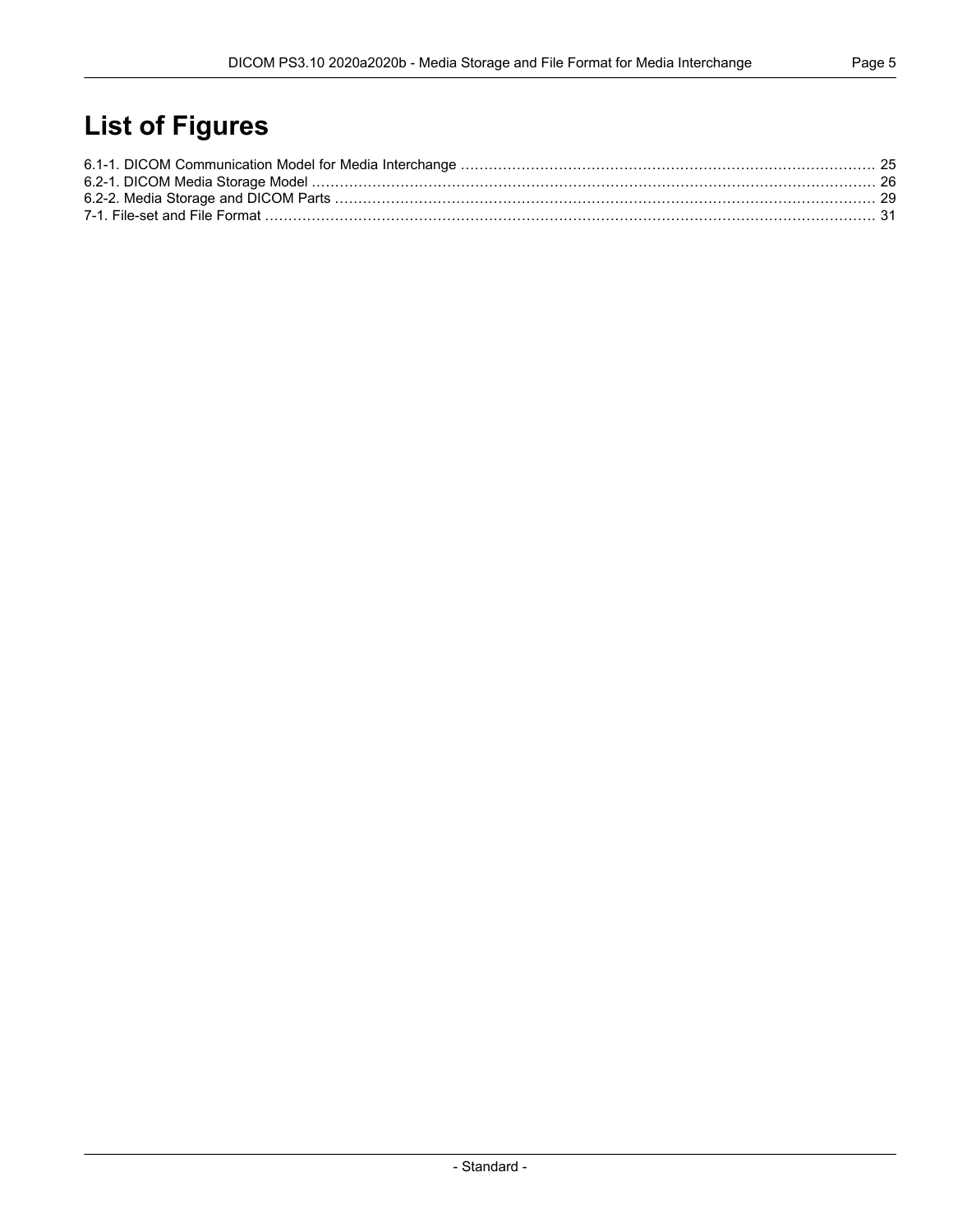# List of Figures

6.1-1. DICOM Communication Model for Media Interchange ........................................................................................ 25
6.2-1. DICOM Media Storage Model ........................................................................................................................ 26
6.2-2. Media Storage and DICOM Parts .................................................................................................................. 29
7-1. File-set and File Format ................................................................................................................................. 31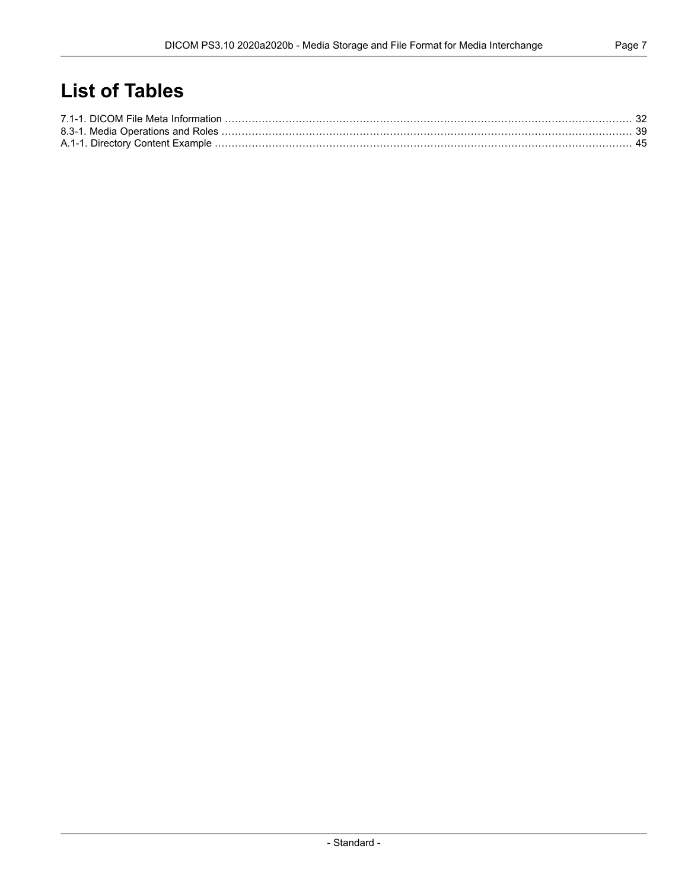# List of Tables

7.1-1. DICOM File Meta Information ........................................................................................................................ 32
8.3-1. Media Operations and Roles ........................................................................................................................ 39
A.1-1. Directory Content Example ........................................................................................................................ 45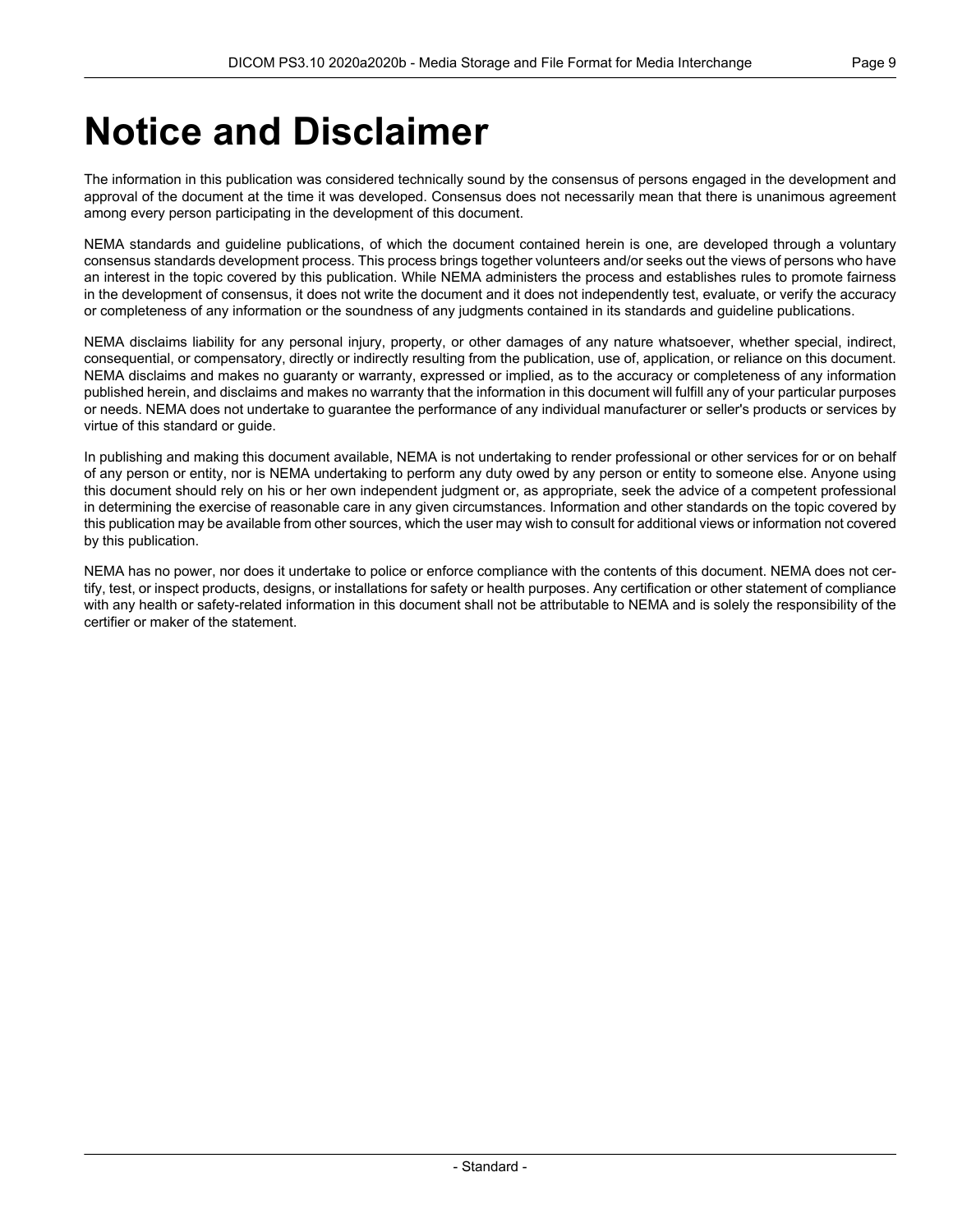# Notice and Disclaimer

The information in this publication was considered technically sound by the consensus of persons engaged in the development and approval of the document at the time it was developed. Consensus does not necessarily mean that there is unanimous agreement among every person participating in the development of this document.

NEMA standards and guideline publications, of which the document contained herein is one, are developed through a voluntary consensus standards development process. This process brings together volunteers and/or seeks out the views of persons who have an interest in the topic covered by this publication. While NEMA administers the process and establishes rules to promote fairness in the development of consensus, it does not write the document and it does not independently test, evaluate, or verify the accuracy or completeness of any information or the soundness of any judgments contained in its standards and guideline publications.

NEMA disclaims liability for any personal injury, property, or other damages of any nature whatsoever, whether special, indirect, consequential, or compensatory, directly or indirectly resulting from the publication, use of, application, or reliance on this document. NEMA disclaims and makes no guaranty or warranty, expressed or implied, as to the accuracy or completeness of any information published herein, and disclaims and makes no warranty that the information in this document will fulfill any of your particular purposes or needs. NEMA does not undertake to guarantee the performance of any individual manufacturer or seller's products or services by virtue of this standard or guide.

In publishing and making this document available, NEMA is not undertaking to render professional or other services for or on behalf of any person or entity, nor is NEMA undertaking to perform any duty owed by any person or entity to someone else. Anyone using this document should rely on his or her own independent judgment or, as appropriate, seek the advice of a competent professional in determining the exercise of reasonable care in any given circumstances. Information and other standards on the topic covered by this publication may be available from other sources, which the user may wish to consult for additional views or information not covered by this publication.

NEMA has no power, nor does it undertake to police or enforce compliance with the contents of this document. NEMA does not certify, test, or inspect products, designs, or installations for safety or health purposes. Any certification or other statement of compliance with any health or safety-related information in this document shall not be attributable to NEMA and is solely the responsibility of the certifier or maker of the statement.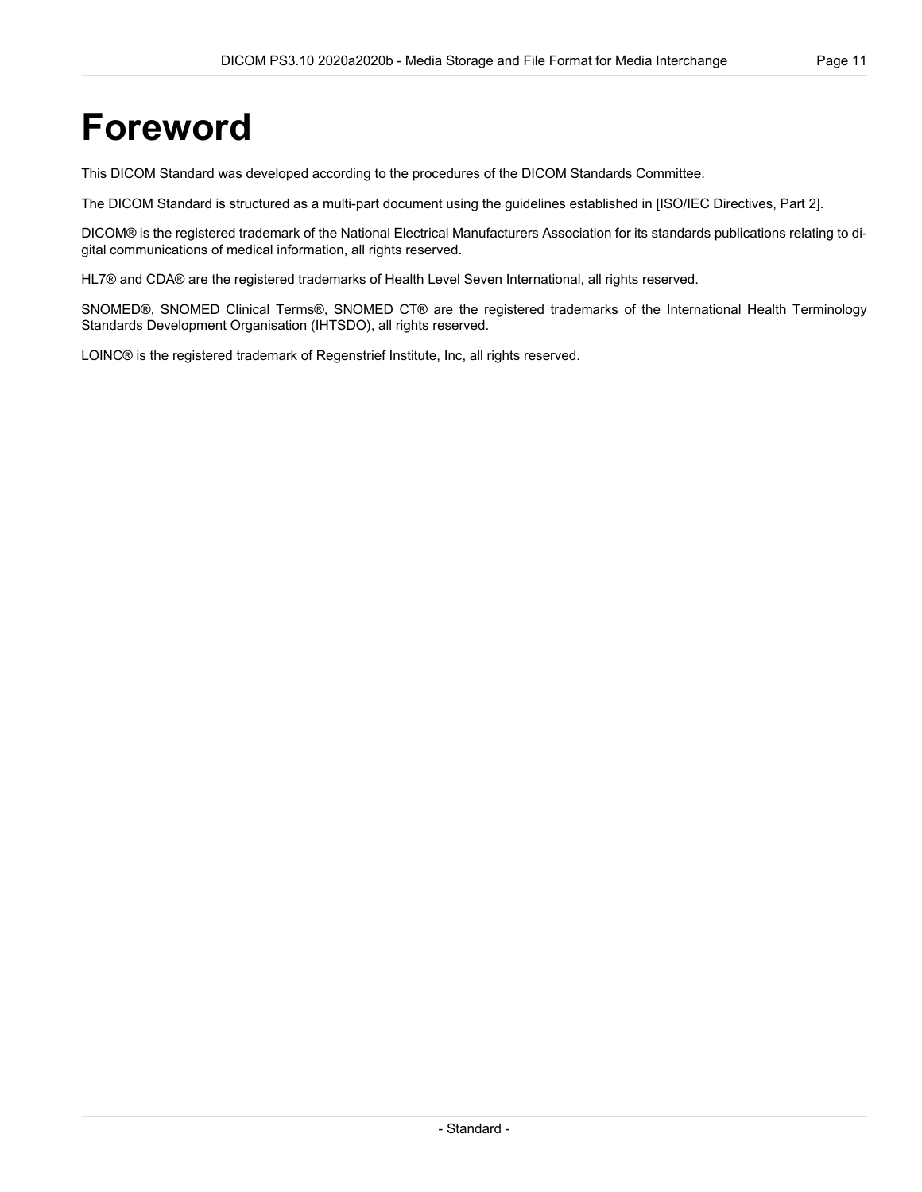# Foreword

This DICOM Standard was developed according to the procedures of the DICOM Standards Committee.

The DICOM Standard is structured as a multi-part document using the guidelines established in [ISO/IEC Directives, Part 2].

DICOM® is the registered trademark of the National Electrical Manufacturers Association for its standards publications relating to digital communications of medical information, all rights reserved.

HL7® and CDA® are the registered trademarks of Health Level Seven International, all rights reserved.

SNOMED®, SNOMED Clinical Terms®, SNOMED CT® are the registered trademarks of the International Health Terminology Standards Development Organisation (IHTSDO), all rights reserved.

LOINC® is the registered trademark of Regenstrief Institute, Inc, all rights reserved.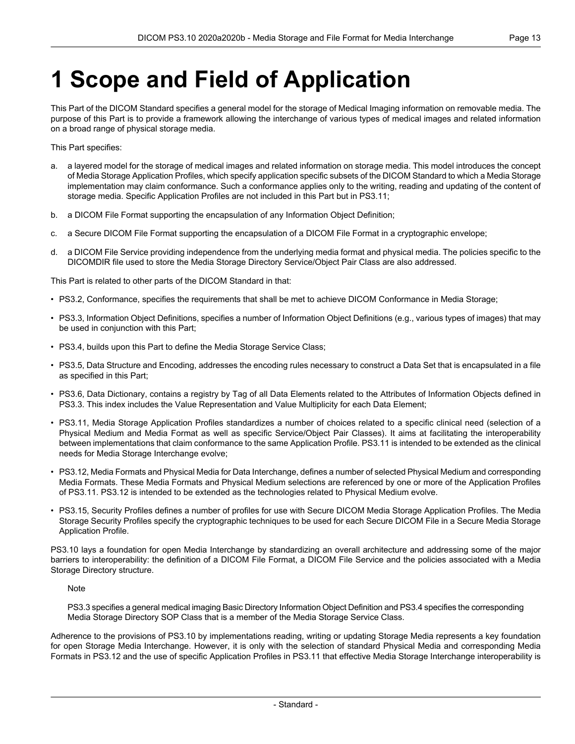# 1 Scope and Field of Application

This Part of the DICOM Standard specifies a general model for the storage of Medical Imaging information on removable media. The purpose of this Part is to provide a framework allowing the interchange of various types of medical images and related information on a broad range of physical storage media.

This Part specifies:

a. a layered model for the storage of medical images and related information on storage media. This model introduces the concept of Media Storage Application Profiles, which specify application specific subsets of the DICOM Standard to which a Media Storage implementation may claim conformance. Such a conformance applies only to the writing, reading and updating of the content of storage media. Specific Application Profiles are not included in this Part but in PS3.11;

b. a DICOM File Format supporting the encapsulation of any Information Object Definition;

c. a Secure DICOM File Format supporting the encapsulation of a DICOM File Format in a cryptographic envelope;

d. a DICOM File Service providing independence from the underlying media format and physical media. The policies specific to the DICOMDIR file used to store the Media Storage Directory Service/Object Pair Class are also addressed.

This Part is related to other parts of the DICOM Standard in that:

- PS3.2, Conformance, specifies the requirements that shall be met to achieve DICOM Conformance in Media Storage;
- PS3.3, Information Object Definitions, specifies a number of Information Object Definitions (e.g., various types of images) that may be used in conjunction with this Part;
- PS3.4, builds upon this Part to define the Media Storage Service Class;
- PS3.5, Data Structure and Encoding, addresses the encoding rules necessary to construct a Data Set that is encapsulated in a file as specified in this Part;
- PS3.6, Data Dictionary, contains a registry by Tag of all Data Elements related to the Attributes of Information Objects defined in PS3.3. This index includes the Value Representation and Value Multiplicity for each Data Element;
- PS3.11, Media Storage Application Profiles standardizes a number of choices related to a specific clinical need (selection of a Physical Medium and Media Format as well as specific Service/Object Pair Classes). It aims at facilitating the interoperability between implementations that claim conformance to the same Application Profile. PS3.11 is intended to be extended as the clinical needs for Media Storage Interchange evolve;
- PS3.12, Media Formats and Physical Media for Data Interchange, defines a number of selected Physical Medium and corresponding Media Formats. These Media Formats and Physical Medium selections are referenced by one or more of the Application Profiles of PS3.11. PS3.12 is intended to be extended as the technologies related to Physical Medium evolve.
- PS3.15, Security Profiles defines a number of profiles for use with Secure DICOM Media Storage Application Profiles. The Media Storage Security Profiles specify the cryptographic techniques to be used for each Secure DICOM File in a Secure Media Storage Application Profile.

PS3.10 lays a foundation for open Media Interchange by standardizing an overall architecture and addressing some of the major barriers to interoperability: the definition of a DICOM File Format, a DICOM File Service and the policies associated with a Media Storage Directory structure.

> Note
>
> PS3.3 specifies a general medical imaging Basic Directory Information Object Definition and PS3.4 specifies the corresponding Media Storage Directory SOP Class that is a member of the Media Storage Service Class.

Adherence to the provisions of PS3.10 by implementations reading, writing or updating Storage Media represents a key foundation for open Storage Media Interchange. However, it is only with the selection of standard Physical Media and corresponding Media Formats in PS3.12 and the use of specific Application Profiles in PS3.11 that effective Media Storage Interchange interoperability is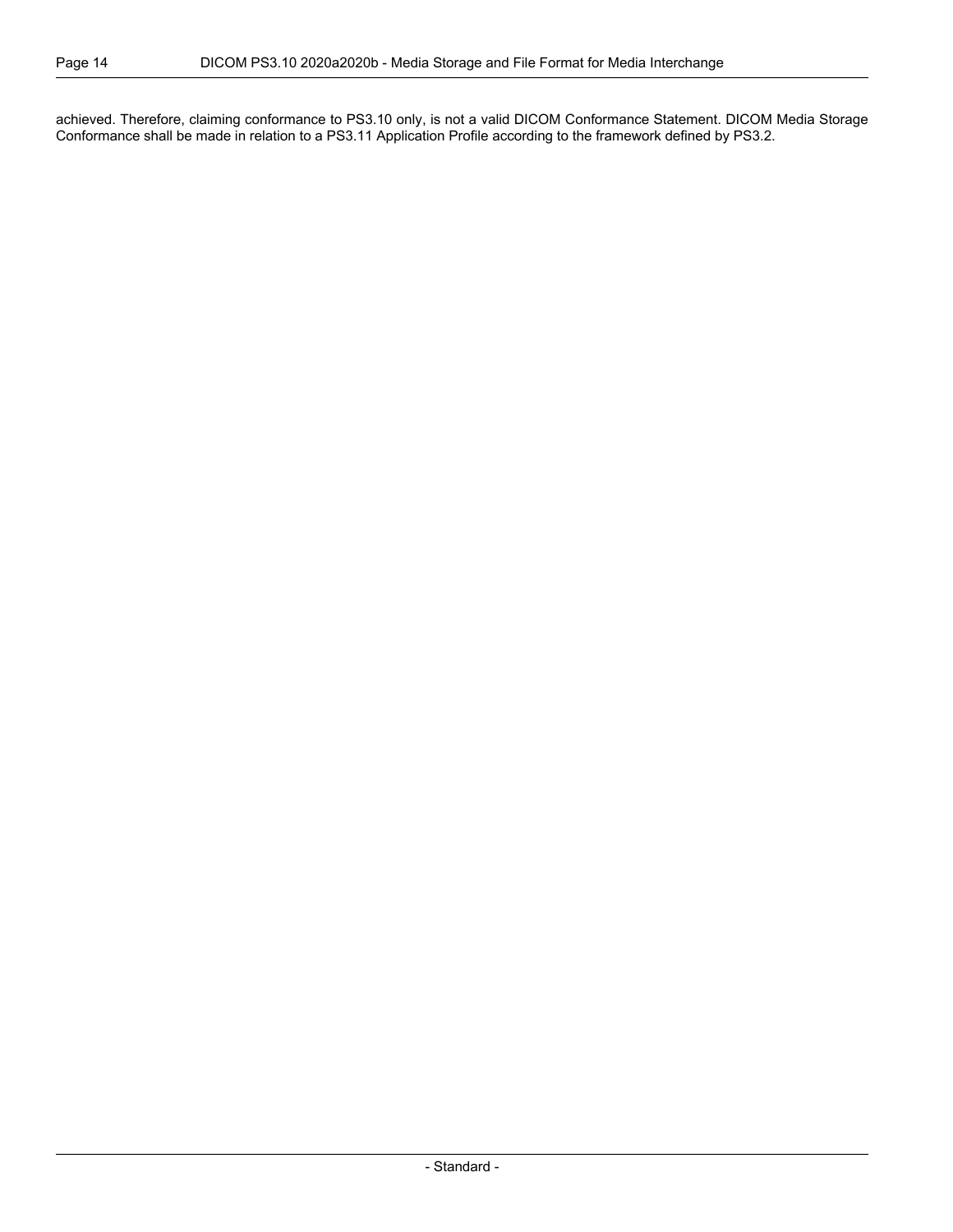achieved. Therefore, claiming conformance to PS3.10 only, is not a valid DICOM Conformance Statement. DICOM Media Storage Conformance shall be made in relation to a PS3.11 Application Profile according to the framework defined by PS3.2.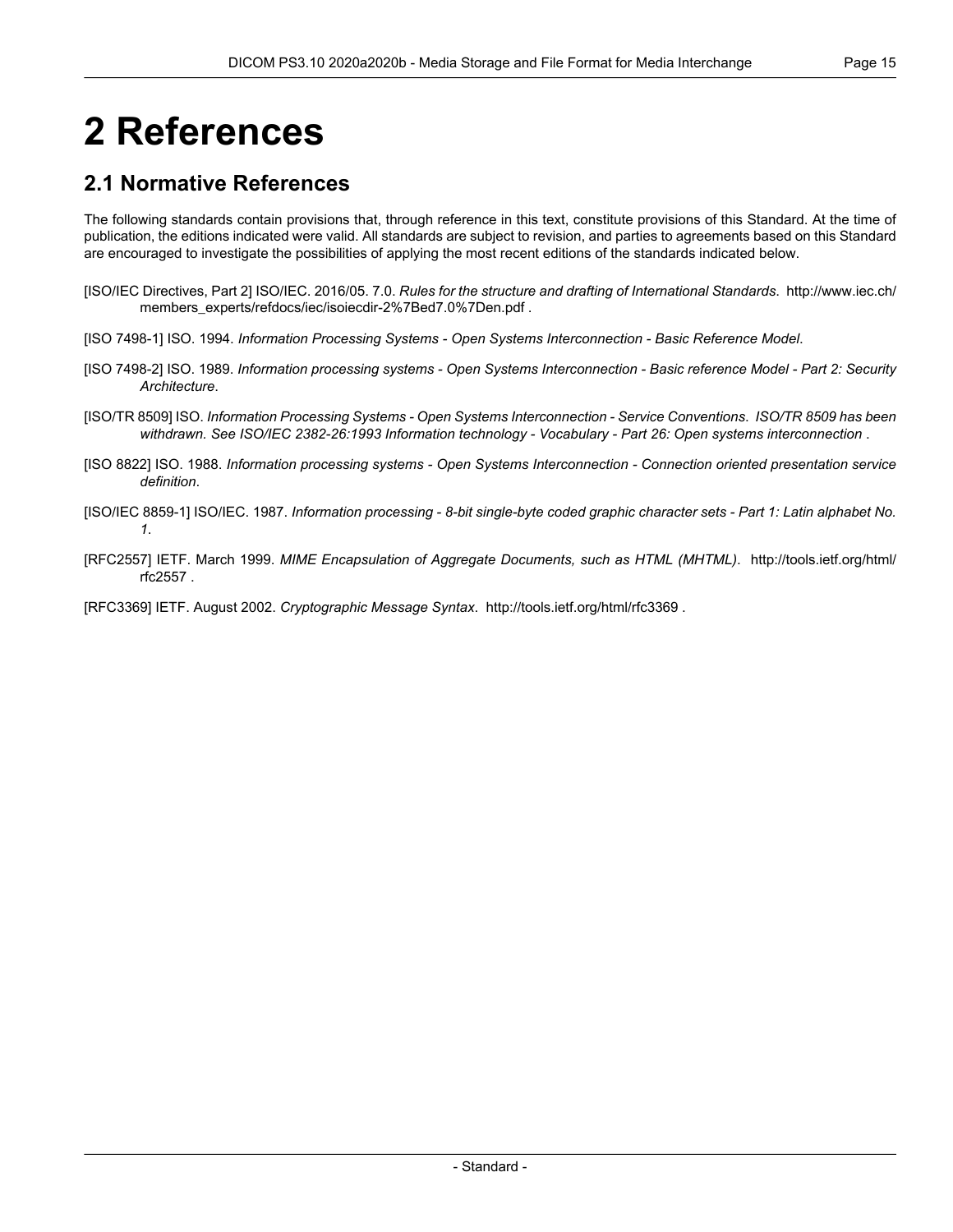# 2 References

## 2.1 Normative References

The following standards contain provisions that, through reference in this text, constitute provisions of this Standard. At the time of publication, the editions indicated were valid. All standards are subject to revision, and parties to agreements based on this Standard are encouraged to investigate the possibilities of applying the most recent editions of the standards indicated below.

[ISO/IEC Directives, Part 2] ISO/IEC. 2016/05. 7.0. *Rules for the structure and drafting of International Standards*. http://www.iec.ch/members_experts/refdocs/iec/isoiecdir-2%7Bed7.0%7Den.pdf .

[ISO 7498-1] ISO. 1994. *Information Processing Systems - Open Systems Interconnection - Basic Reference Model*.

[ISO 7498-2] ISO. 1989. *Information processing systems - Open Systems Interconnection - Basic reference Model - Part 2: Security Architecture*.

[ISO/TR 8509] ISO. *Information Processing Systems - Open Systems Interconnection - Service Conventions. ISO/TR 8509 has been withdrawn. See ISO/IEC 2382-26:1993 Information technology - Vocabulary - Part 26: Open systems interconnection* .

[ISO 8822] ISO. 1988. *Information processing systems - Open Systems Interconnection - Connection oriented presentation service definition*.

[ISO/IEC 8859-1] ISO/IEC. 1987. *Information processing - 8-bit single-byte coded graphic character sets - Part 1: Latin alphabet No. 1*.

[RFC2557] IETF. March 1999. *MIME Encapsulation of Aggregate Documents, such as HTML (MHTML)*. http://tools.ietf.org/html/rfc2557 .

[RFC3369] IETF. August 2002. *Cryptographic Message Syntax*. http://tools.ietf.org/html/rfc3369 .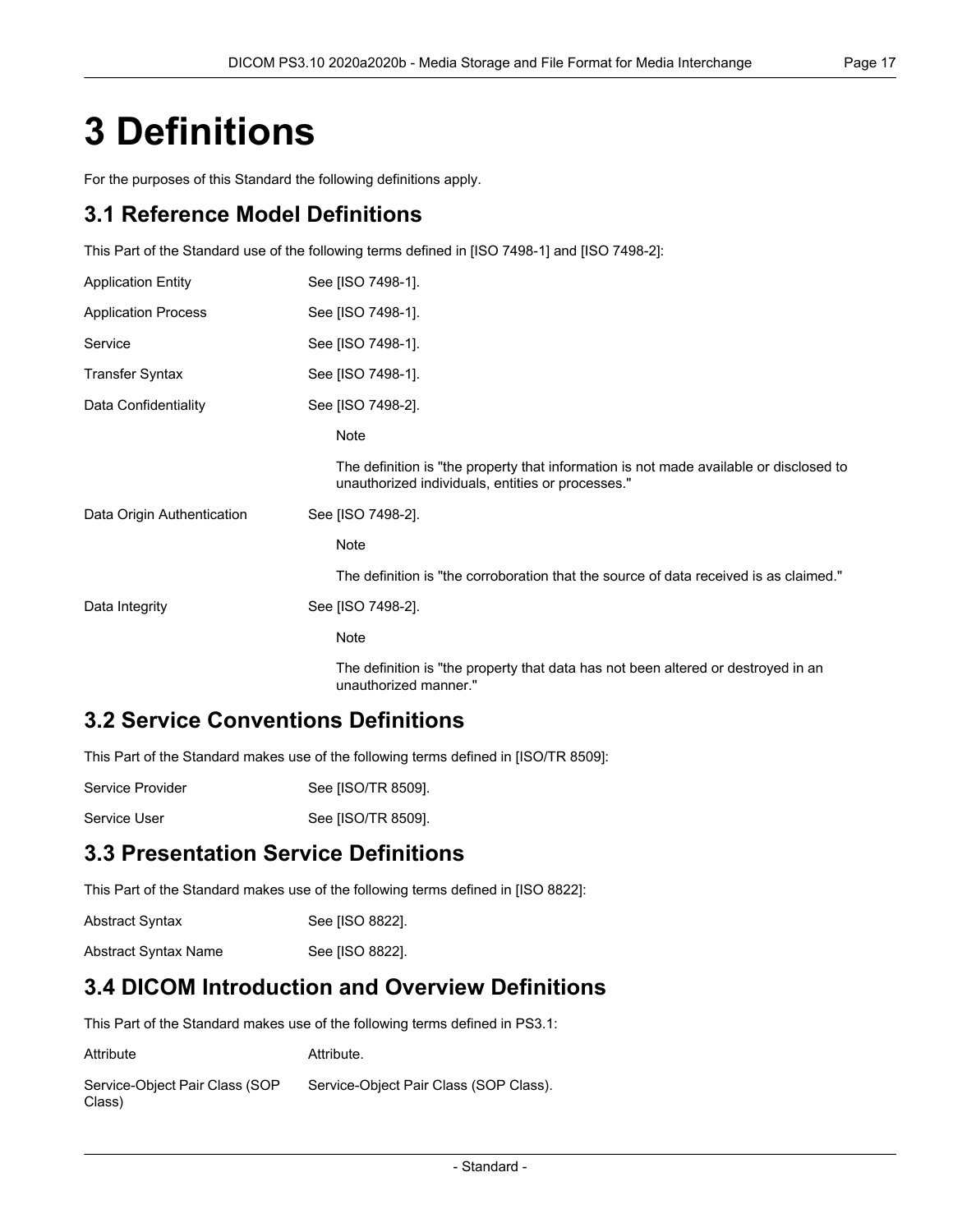# 3 Definitions

For the purposes of this Standard the following definitions apply.

## 3.1 Reference Model Definitions

This Part of the Standard use of the following terms defined in [ISO 7498-1] and [ISO 7498-2]:

Application Entity — See [ISO 7498-1].

Application Process — See [ISO 7498-1].

Service — See [ISO 7498-1].

Transfer Syntax — See [ISO 7498-1].

Data Confidentiality — See [ISO 7498-2].

> Note
>
> The definition is "the property that information is not made available or disclosed to unauthorized individuals, entities or processes."

Data Origin Authentication — See [ISO 7498-2].

> Note
>
> The definition is "the corroboration that the source of data received is as claimed."

Data Integrity — See [ISO 7498-2].

> Note
>
> The definition is "the property that data has not been altered or destroyed in an unauthorized manner."

## 3.2 Service Conventions Definitions

This Part of the Standard makes use of the following terms defined in [ISO/TR 8509]:

Service Provider — See [ISO/TR 8509].

Service User — See [ISO/TR 8509].

## 3.3 Presentation Service Definitions

This Part of the Standard makes use of the following terms defined in [ISO 8822]:

Abstract Syntax — See [ISO 8822].

Abstract Syntax Name — See [ISO 8822].

## 3.4 DICOM Introduction and Overview Definitions

This Part of the Standard makes use of the following terms defined in PS3.1:

Attribute — Attribute.

Service-Object Pair Class (SOP Class) — Service-Object Pair Class (SOP Class).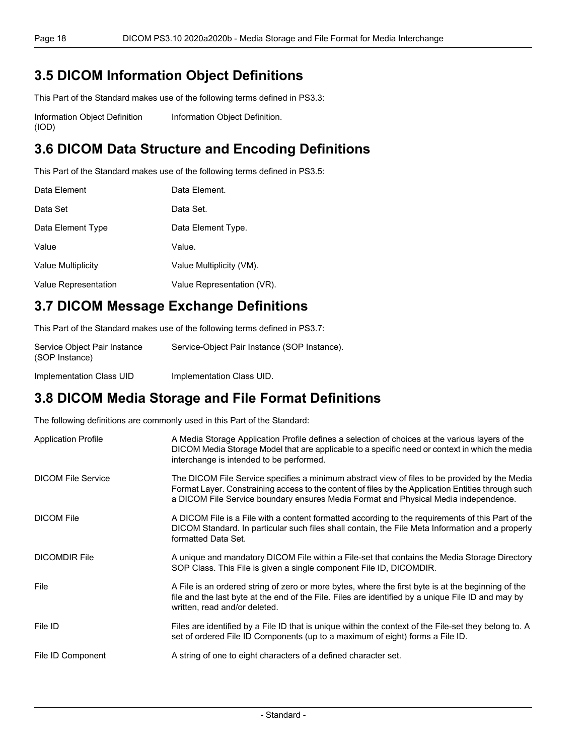## 3.5 DICOM Information Object Definitions

This Part of the Standard makes use of the following terms defined in PS3.3:

| | |
|---|---|
| Information Object Definition (IOD) | Information Object Definition. |

## 3.6 DICOM Data Structure and Encoding Definitions

This Part of the Standard makes use of the following terms defined in PS3.5:

| | |
|---|---|
| Data Element | Data Element. |
| Data Set | Data Set. |
| Data Element Type | Data Element Type. |
| Value | Value. |
| Value Multiplicity | Value Multiplicity (VM). |
| Value Representation | Value Representation (VR). |

## 3.7 DICOM Message Exchange Definitions

This Part of the Standard makes use of the following terms defined in PS3.7:

| | |
|---|---|
| Service Object Pair Instance (SOP Instance) | Service-Object Pair Instance (SOP Instance). |
| Implementation Class UID | Implementation Class UID. |

## 3.8 DICOM Media Storage and File Format Definitions

The following definitions are commonly used in this Part of the Standard:

| | |
|---|---|
| Application Profile | A Media Storage Application Profile defines a selection of choices at the various layers of the DICOM Media Storage Model that are applicable to a specific need or context in which the media interchange is intended to be performed. |
| DICOM File Service | The DICOM File Service specifies a minimum abstract view of files to be provided by the Media Format Layer. Constraining access to the content of files by the Application Entities through such a DICOM File Service boundary ensures Media Format and Physical Media independence. |
| DICOM File | A DICOM File is a File with a content formatted according to the requirements of this Part of the DICOM Standard. In particular such files shall contain, the File Meta Information and a properly formatted Data Set. |
| DICOMDIR File | A unique and mandatory DICOM File within a File-set that contains the Media Storage Directory SOP Class. This File is given a single component File ID, DICOMDIR. |
| File | A File is an ordered string of zero or more bytes, where the first byte is at the beginning of the file and the last byte at the end of the File. Files are identified by a unique File ID and may by written, read and/or deleted. |
| File ID | Files are identified by a File ID that is unique within the context of the File-set they belong to. A set of ordered File ID Components (up to a maximum of eight) forms a File ID. |
| File ID Component | A string of one to eight characters of a defined character set. |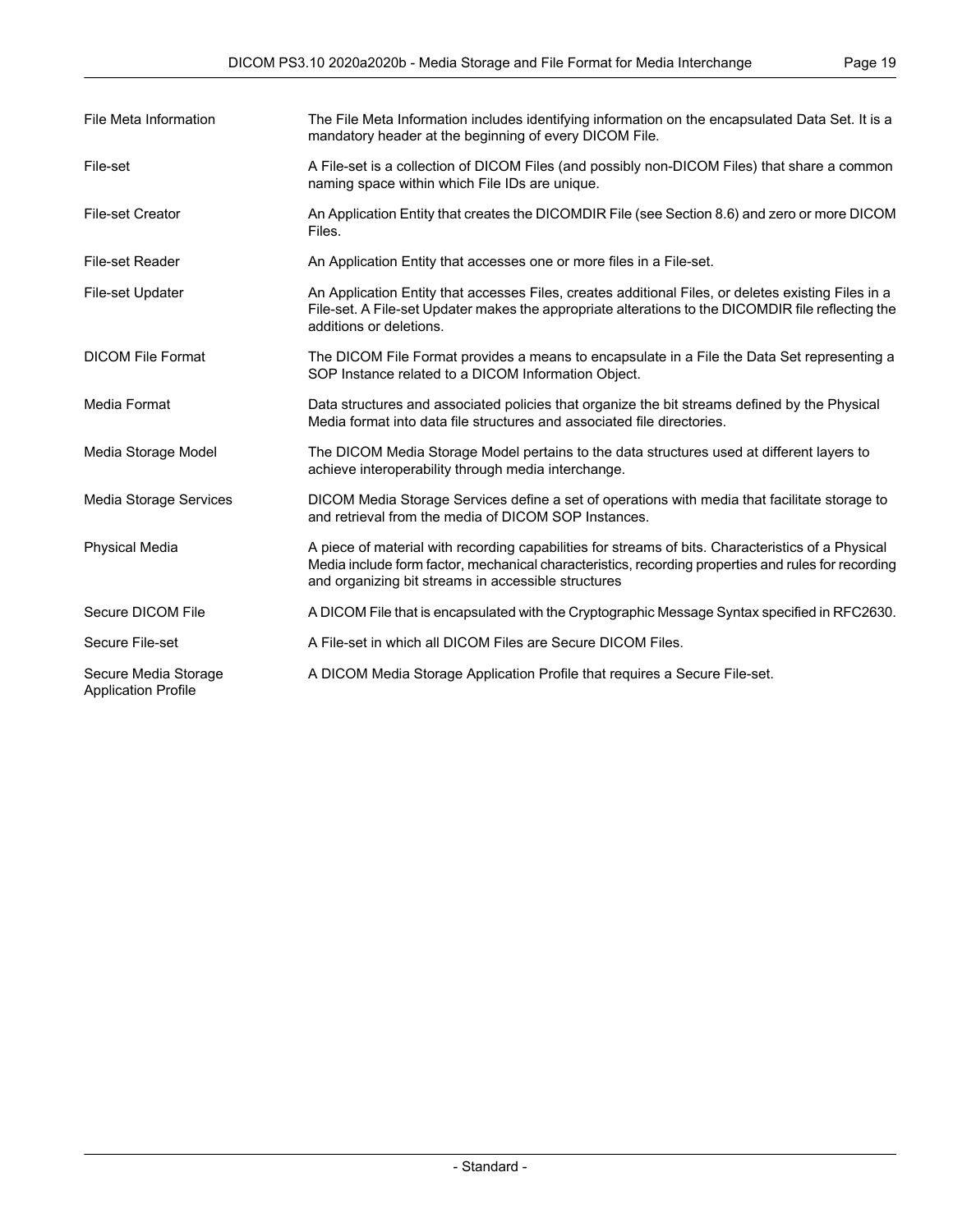File Meta Information
: The File Meta Information includes identifying information on the encapsulated Data Set. It is a mandatory header at the beginning of every DICOM File.

File-set
: A File-set is a collection of DICOM Files (and possibly non-DICOM Files) that share a common naming space within which File IDs are unique.

File-set Creator
: An Application Entity that creates the DICOMDIR File (see Section 8.6) and zero or more DICOM Files.

File-set Reader
: An Application Entity that accesses one or more files in a File-set.

File-set Updater
: An Application Entity that accesses Files, creates additional Files, or deletes existing Files in a File-set. A File-set Updater makes the appropriate alterations to the DICOMDIR file reflecting the additions or deletions.

DICOM File Format
: The DICOM File Format provides a means to encapsulate in a File the Data Set representing a SOP Instance related to a DICOM Information Object.

Media Format
: Data structures and associated policies that organize the bit streams defined by the Physical Media format into data file structures and associated file directories.

Media Storage Model
: The DICOM Media Storage Model pertains to the data structures used at different layers to achieve interoperability through media interchange.

Media Storage Services
: DICOM Media Storage Services define a set of operations with media that facilitate storage to and retrieval from the media of DICOM SOP Instances.

Physical Media
: A piece of material with recording capabilities for streams of bits. Characteristics of a Physical Media include form factor, mechanical characteristics, recording properties and rules for recording and organizing bit streams in accessible structures

Secure DICOM File
: A DICOM File that is encapsulated with the Cryptographic Message Syntax specified in RFC2630.

Secure File-set
: A File-set in which all DICOM Files are Secure DICOM Files.

Secure Media Storage Application Profile
: A DICOM Media Storage Application Profile that requires a Secure File-set.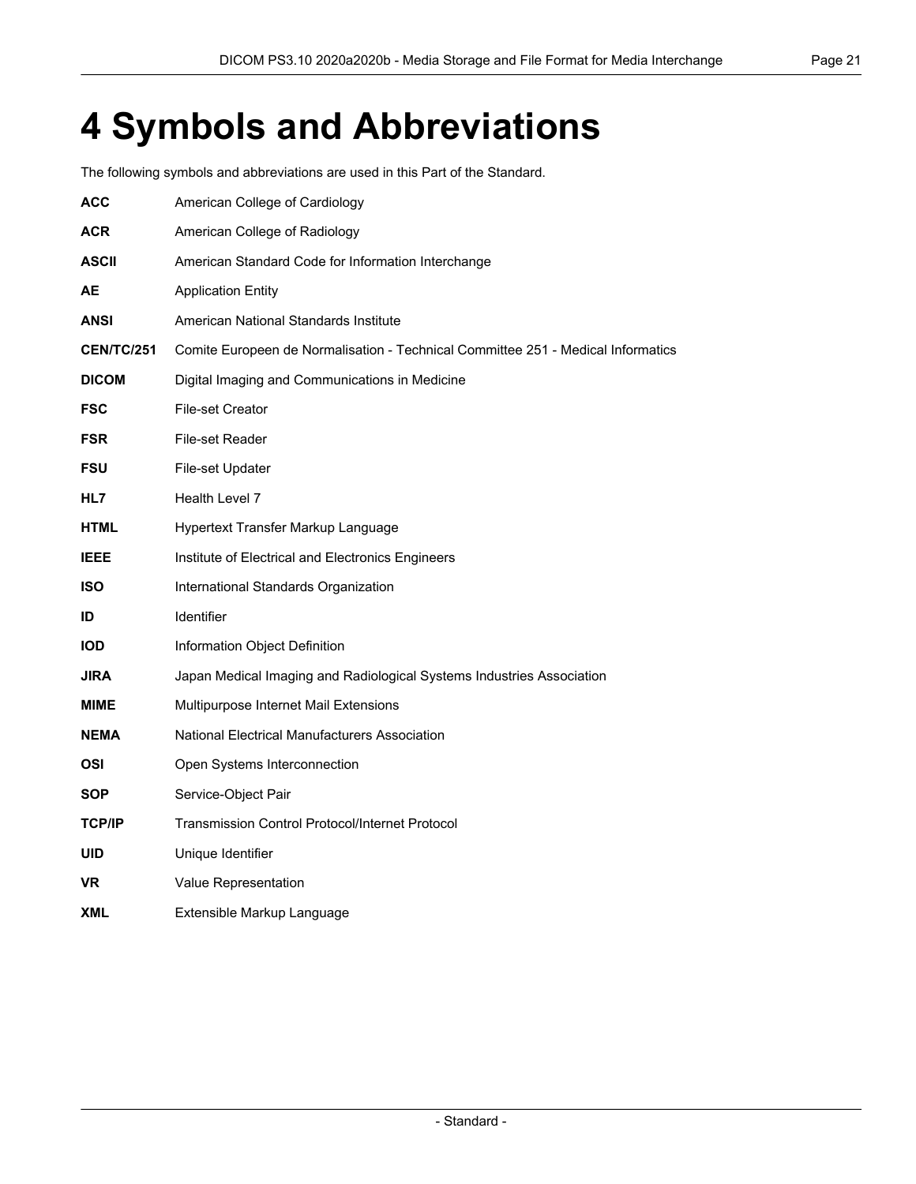# 4 Symbols and Abbreviations

The following symbols and abbreviations are used in this Part of the Standard.

**ACC** American College of Cardiology

**ACR** American College of Radiology

**ASCII** American Standard Code for Information Interchange

**AE** Application Entity

**ANSI** American National Standards Institute

**CEN/TC/251** Comite Europeen de Normalisation - Technical Committee 251 - Medical Informatics

**DICOM** Digital Imaging and Communications in Medicine

**FSC** File-set Creator

**FSR** File-set Reader

**FSU** File-set Updater

**HL7** Health Level 7

**HTML** Hypertext Transfer Markup Language

**IEEE** Institute of Electrical and Electronics Engineers

**ISO** International Standards Organization

**ID** Identifier

**IOD** Information Object Definition

**JIRA** Japan Medical Imaging and Radiological Systems Industries Association

**MIME** Multipurpose Internet Mail Extensions

**NEMA** National Electrical Manufacturers Association

**OSI** Open Systems Interconnection

**SOP** Service-Object Pair

**TCP/IP** Transmission Control Protocol/Internet Protocol

**UID** Unique Identifier

**VR** Value Representation

**XML** Extensible Markup Language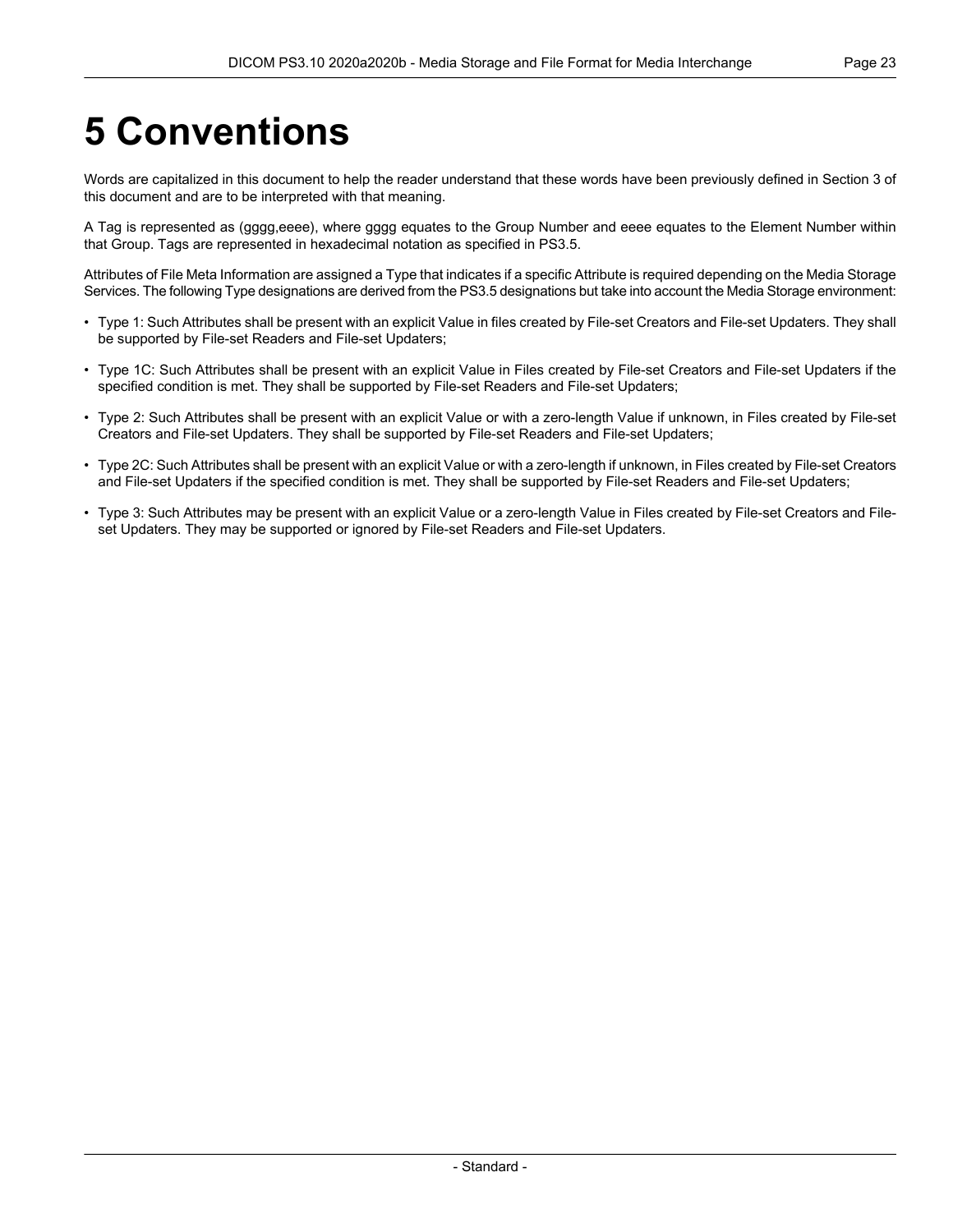# 5 Conventions

Words are capitalized in this document to help the reader understand that these words have been previously defined in Section 3 of this document and are to be interpreted with that meaning.

A Tag is represented as (gggg,eeee), where gggg equates to the Group Number and eeee equates to the Element Number within that Group. Tags are represented in hexadecimal notation as specified in PS3.5.

Attributes of File Meta Information are assigned a Type that indicates if a specific Attribute is required depending on the Media Storage Services. The following Type designations are derived from the PS3.5 designations but take into account the Media Storage environment:

- Type 1: Such Attributes shall be present with an explicit Value in files created by File-set Creators and File-set Updaters. They shall be supported by File-set Readers and File-set Updaters;
- Type 1C: Such Attributes shall be present with an explicit Value in Files created by File-set Creators and File-set Updaters if the specified condition is met. They shall be supported by File-set Readers and File-set Updaters;
- Type 2: Such Attributes shall be present with an explicit Value or with a zero-length Value if unknown, in Files created by File-set Creators and File-set Updaters. They shall be supported by File-set Readers and File-set Updaters;
- Type 2C: Such Attributes shall be present with an explicit Value or with a zero-length if unknown, in Files created by File-set Creators and File-set Updaters if the specified condition is met. They shall be supported by File-set Readers and File-set Updaters;
- Type 3: Such Attributes may be present with an explicit Value or a zero-length Value in Files created by File-set Creators and File-set Updaters. They may be supported or ignored by File-set Readers and File-set Updaters.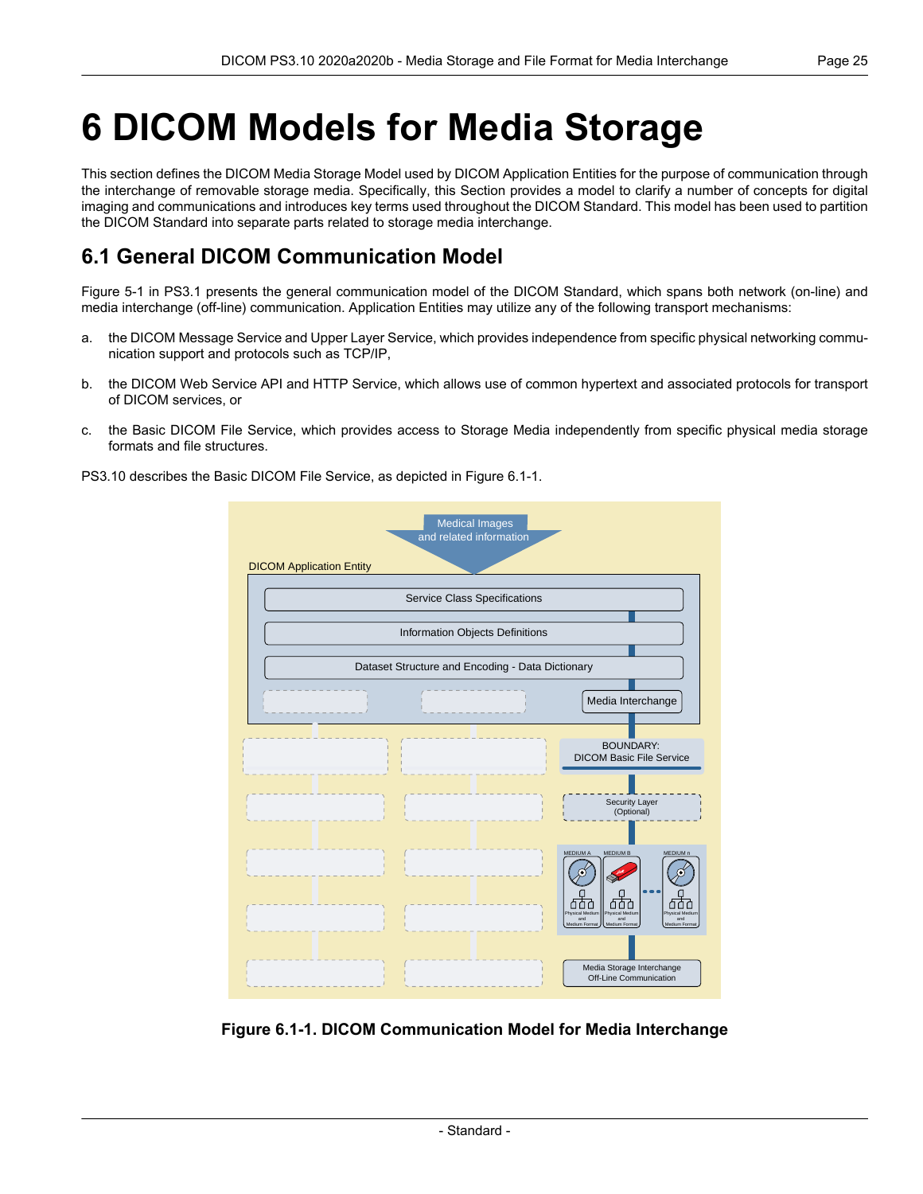# 6 DICOM Models for Media Storage

This section defines the DICOM Media Storage Model used by DICOM Application Entities for the purpose of communication through the interchange of removable storage media. Specifically, this Section provides a model to clarify a number of concepts for digital imaging and communications and introduces key terms used throughout the DICOM Standard. This model has been used to partition the DICOM Standard into separate parts related to storage media interchange.

## 6.1 General DICOM Communication Model

Figure 5-1 in PS3.1 presents the general communication model of the DICOM Standard, which spans both network (on-line) and media interchange (off-line) communication. Application Entities may utilize any of the following transport mechanisms:

a. the DICOM Message Service and Upper Layer Service, which provides independence from specific physical networking communication support and protocols such as TCP/IP,

b. the DICOM Web Service API and HTTP Service, which allows use of common hypertext and associated protocols for transport of DICOM services, or

c. the Basic DICOM File Service, which provides access to Storage Media independently from specific physical media storage formats and file structures.

PS3.10 describes the Basic DICOM File Service, as depicted in Figure 6.1-1.

**Figure 6.1-1. DICOM Communication Model for Media Interchange**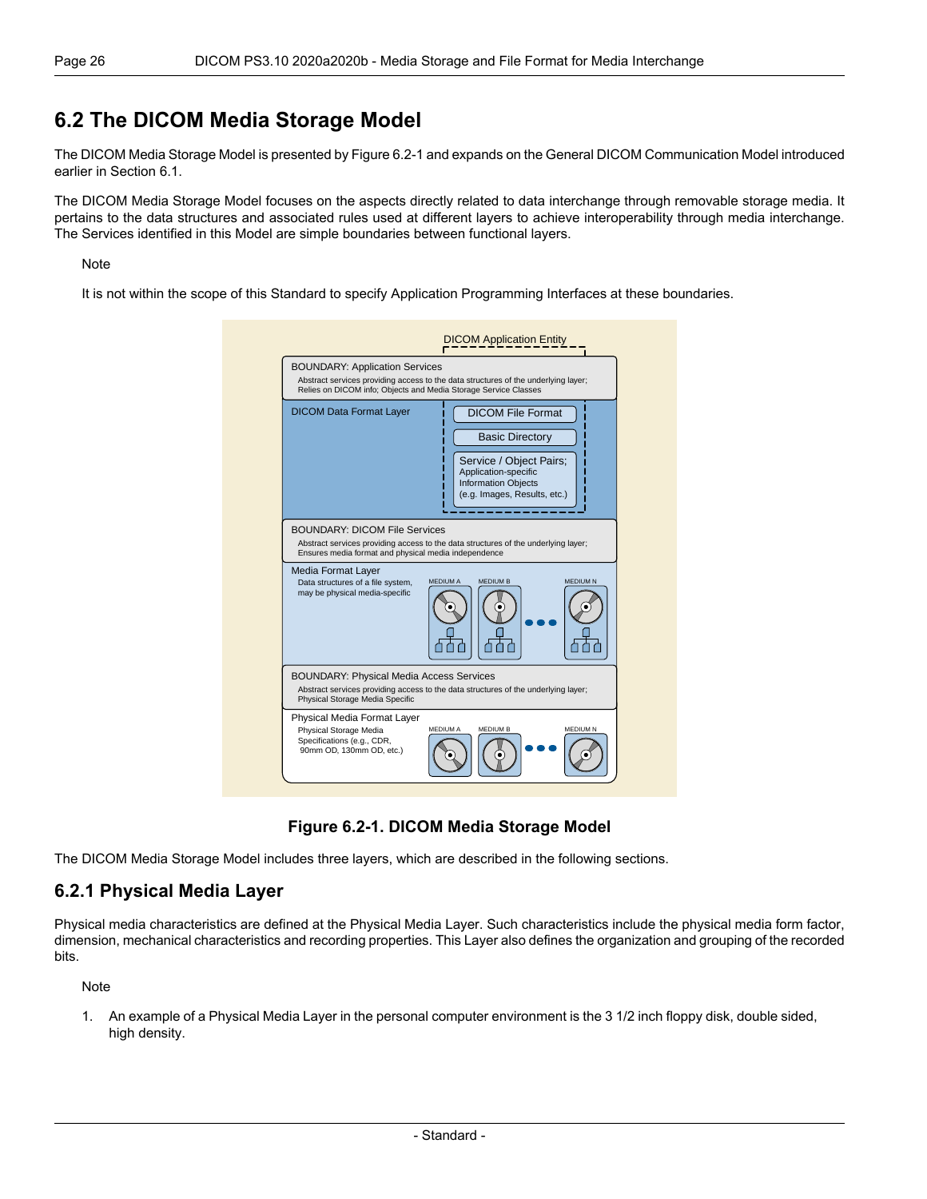## 6.2 The DICOM Media Storage Model

The DICOM Media Storage Model is presented by Figure 6.2-1 and expands on the General DICOM Communication Model introduced earlier in Section 6.1.

The DICOM Media Storage Model focuses on the aspects directly related to data interchange through removable storage media. It pertains to the data structures and associated rules used at different layers to achieve interoperability through media interchange. The Services identified in this Model are simple boundaries between functional layers.

Note

It is not within the scope of this Standard to specify Application Programming Interfaces at these boundaries.

**Figure 6.2-1. DICOM Media Storage Model**

The DICOM Media Storage Model includes three layers, which are described in the following sections.

### 6.2.1 Physical Media Layer

Physical media characteristics are defined at the Physical Media Layer. Such characteristics include the physical media form factor, dimension, mechanical characteristics and recording properties. This Layer also defines the organization and grouping of the recorded bits.

Note

1. An example of a Physical Media Layer in the personal computer environment is the 3 1/2 inch floppy disk, double sided, high density.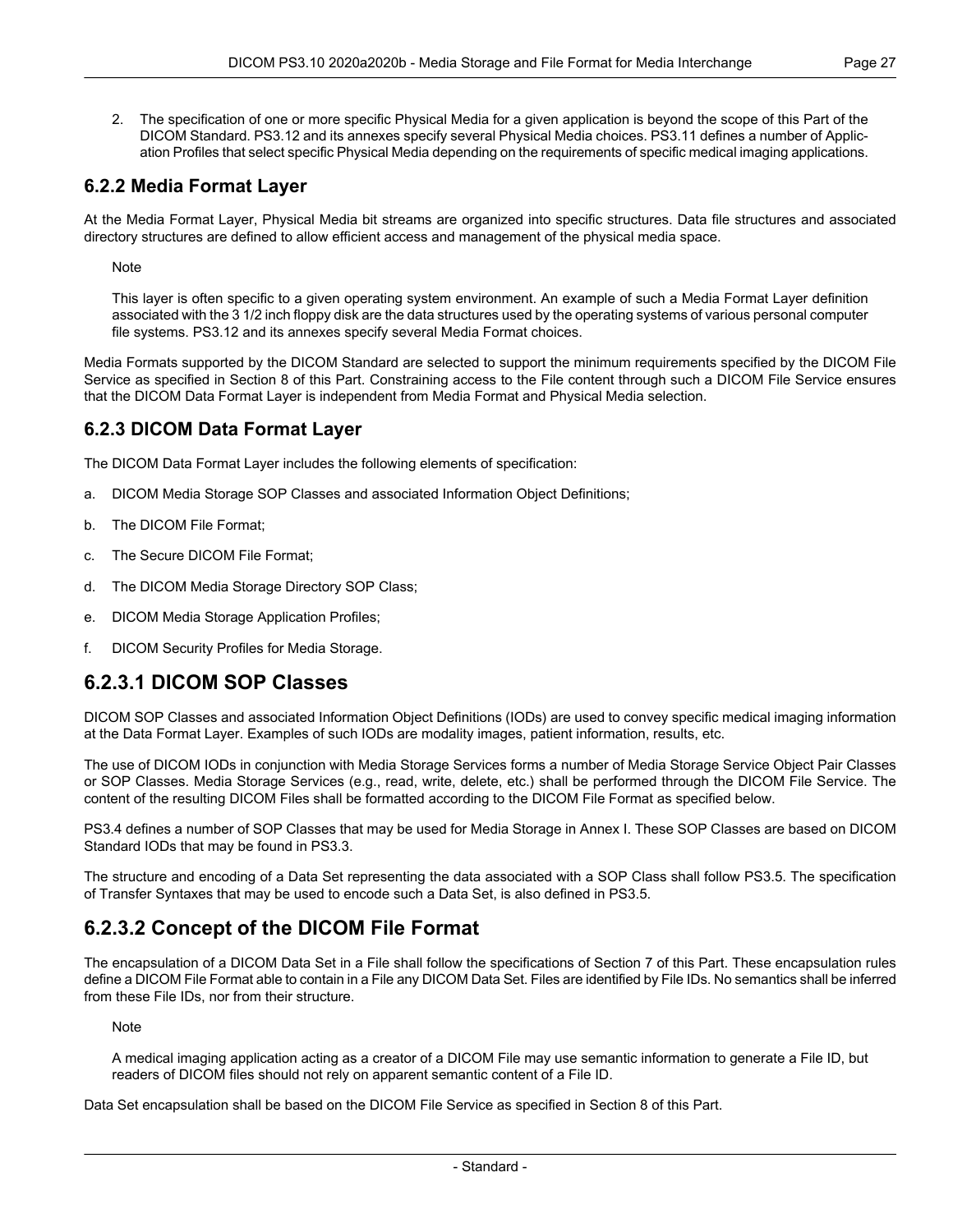2. The specification of one or more specific Physical Media for a given application is beyond the scope of this Part of the DICOM Standard. PS3.12 and its annexes specify several Physical Media choices. PS3.11 defines a number of Application Profiles that select specific Physical Media depending on the requirements of specific medical imaging applications.

### 6.2.2 Media Format Layer

At the Media Format Layer, Physical Media bit streams are organized into specific structures. Data file structures and associated directory structures are defined to allow efficient access and management of the physical media space.

Note

This layer is often specific to a given operating system environment. An example of such a Media Format Layer definition associated with the 3 1/2 inch floppy disk are the data structures used by the operating systems of various personal computer file systems. PS3.12 and its annexes specify several Media Format choices.

Media Formats supported by the DICOM Standard are selected to support the minimum requirements specified by the DICOM File Service as specified in Section 8 of this Part. Constraining access to the File content through such a DICOM File Service ensures that the DICOM Data Format Layer is independent from Media Format and Physical Media selection.

### 6.2.3 DICOM Data Format Layer

The DICOM Data Format Layer includes the following elements of specification:

a. DICOM Media Storage SOP Classes and associated Information Object Definitions;

b. The DICOM File Format;

c. The Secure DICOM File Format;

d. The DICOM Media Storage Directory SOP Class;

e. DICOM Media Storage Application Profiles;

f. DICOM Security Profiles for Media Storage.

## 6.2.3.1 DICOM SOP Classes

DICOM SOP Classes and associated Information Object Definitions (IODs) are used to convey specific medical imaging information at the Data Format Layer. Examples of such IODs are modality images, patient information, results, etc.

The use of DICOM IODs in conjunction with Media Storage Services forms a number of Media Storage Service Object Pair Classes or SOP Classes. Media Storage Services (e.g., read, write, delete, etc.) shall be performed through the DICOM File Service. The content of the resulting DICOM Files shall be formatted according to the DICOM File Format as specified below.

PS3.4 defines a number of SOP Classes that may be used for Media Storage in Annex I. These SOP Classes are based on DICOM Standard IODs that may be found in PS3.3.

The structure and encoding of a Data Set representing the data associated with a SOP Class shall follow PS3.5. The specification of Transfer Syntaxes that may be used to encode such a Data Set, is also defined in PS3.5.

## 6.2.3.2 Concept of the DICOM File Format

The encapsulation of a DICOM Data Set in a File shall follow the specifications of Section 7 of this Part. These encapsulation rules define a DICOM File Format able to contain in a File any DICOM Data Set. Files are identified by File IDs. No semantics shall be inferred from these File IDs, nor from their structure.

Note

A medical imaging application acting as a creator of a DICOM File may use semantic information to generate a File ID, but readers of DICOM files should not rely on apparent semantic content of a File ID.

Data Set encapsulation shall be based on the DICOM File Service as specified in Section 8 of this Part.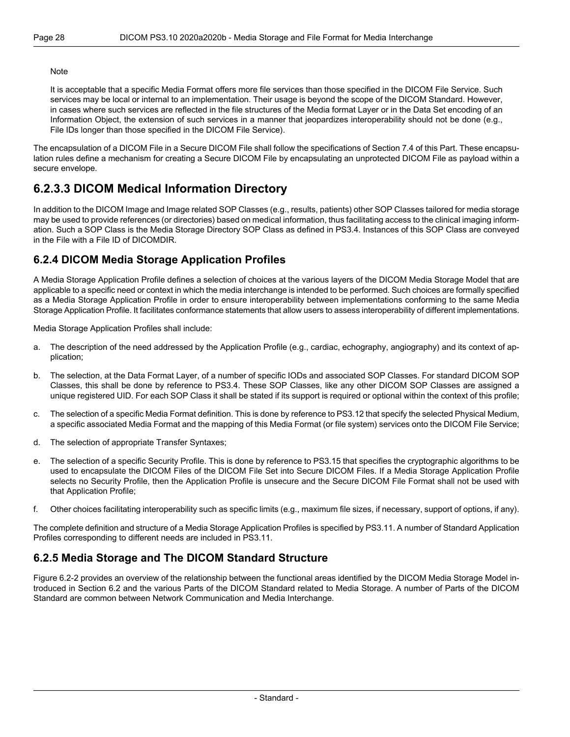Note

It is acceptable that a specific Media Format offers more file services than those specified in the DICOM File Service. Such services may be local or internal to an implementation. Their usage is beyond the scope of the DICOM Standard. However, in cases where such services are reflected in the file structures of the Media format Layer or in the Data Set encoding of an Information Object, the extension of such services in a manner that jeopardizes interoperability should not be done (e.g., File IDs longer than those specified in the DICOM File Service).

The encapsulation of a DICOM File in a Secure DICOM File shall follow the specifications of Section 7.4 of this Part. These encapsulation rules define a mechanism for creating a Secure DICOM File by encapsulating an unprotected DICOM File as payload within a secure envelope.

### 6.2.3.3 DICOM Medical Information Directory

In addition to the DICOM Image and Image related SOP Classes (e.g., results, patients) other SOP Classes tailored for media storage may be used to provide references (or directories) based on medical information, thus facilitating access to the clinical imaging information. Such a SOP Class is the Media Storage Directory SOP Class as defined in PS3.4. Instances of this SOP Class are conveyed in the File with a File ID of DICOMDIR.

## 6.2.4 DICOM Media Storage Application Profiles

A Media Storage Application Profile defines a selection of choices at the various layers of the DICOM Media Storage Model that are applicable to a specific need or context in which the media interchange is intended to be performed. Such choices are formally specified as a Media Storage Application Profile in order to ensure interoperability between implementations conforming to the same Media Storage Application Profile. It facilitates conformance statements that allow users to assess interoperability of different implementations.

Media Storage Application Profiles shall include:

a. The description of the need addressed by the Application Profile (e.g., cardiac, echography, angiography) and its context of application;

b. The selection, at the Data Format Layer, of a number of specific IODs and associated SOP Classes. For standard DICOM SOP Classes, this shall be done by reference to PS3.4. These SOP Classes, like any other DICOM SOP Classes are assigned a unique registered UID. For each SOP Class it shall be stated if its support is required or optional within the context of this profile;

c. The selection of a specific Media Format definition. This is done by reference to PS3.12 that specify the selected Physical Medium, a specific associated Media Format and the mapping of this Media Format (or file system) services onto the DICOM File Service;

d. The selection of appropriate Transfer Syntaxes;

e. The selection of a specific Security Profile. This is done by reference to PS3.15 that specifies the cryptographic algorithms to be used to encapsulate the DICOM Files of the DICOM File Set into Secure DICOM Files. If a Media Storage Application Profile selects no Security Profile, then the Application Profile is unsecure and the Secure DICOM File Format shall not be used with that Application Profile;

f. Other choices facilitating interoperability such as specific limits (e.g., maximum file sizes, if necessary, support of options, if any).

The complete definition and structure of a Media Storage Application Profiles is specified by PS3.11. A number of Standard Application Profiles corresponding to different needs are included in PS3.11.

## 6.2.5 Media Storage and The DICOM Standard Structure

Figure 6.2-2 provides an overview of the relationship between the functional areas identified by the DICOM Media Storage Model introduced in Section 6.2 and the various Parts of the DICOM Standard related to Media Storage. A number of Parts of the DICOM Standard are common between Network Communication and Media Interchange.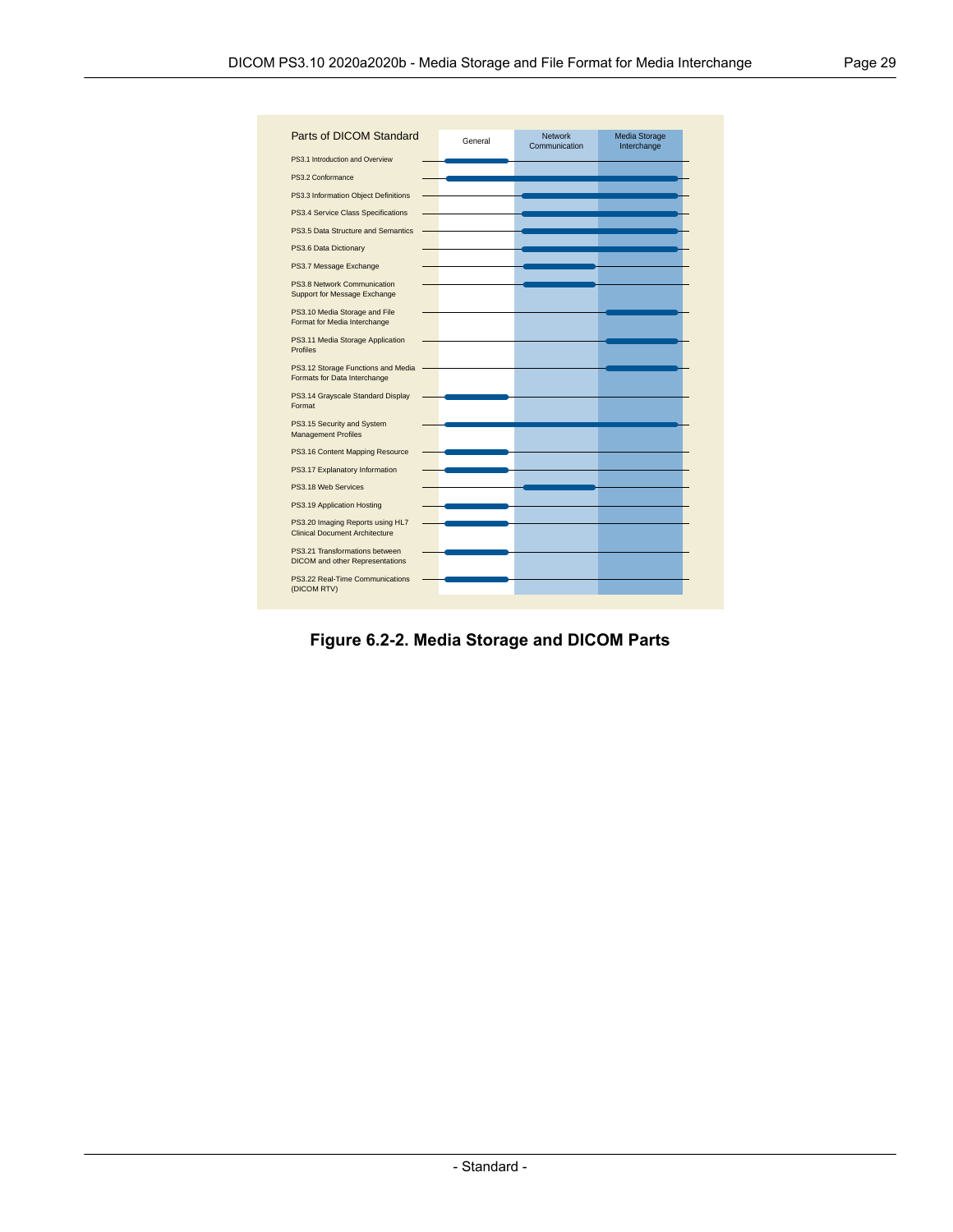| Parts of DICOM Standard | General | Network Communication | Media Storage Interchange |
|---|---|---|---|
| PS3.1 Introduction and Overview | X | | |
| PS3.2 Conformance | X | X | X |
| PS3.3 Information Object Definitions | | X | X |
| PS3.4 Service Class Specifications | | X | X |
| PS3.5 Data Structure and Semantics | | X | X |
| PS3.6 Data Dictionary | | X | X |
| PS3.7 Message Exchange | | X | |
| PS3.8 Network Communication Support for Message Exchange | | X | |
| PS3.10 Media Storage and File Format for Media Interchange | | | X |
| PS3.11 Media Storage Application Profiles | | | X |
| PS3.12 Storage Functions and Media Formats for Data Interchange | | | X |
| PS3.14 Grayscale Standard Display Format | X | | |
| PS3.15 Security and System Management Profiles | X | X | X |
| PS3.16 Content Mapping Resource | X | | |
| PS3.17 Explanatory Information | X | | |
| PS3.18 Web Services | | X | |
| PS3.19 Application Hosting | X | | |
| PS3.20 Imaging Reports using HL7 Clinical Document Architecture | X | | |
| PS3.21 Transformations between DICOM and other Representations | X | | |
| PS3.22 Real-Time Communications (DICOM RTV) | X | | |

**Figure 6.2-2. Media Storage and DICOM Parts**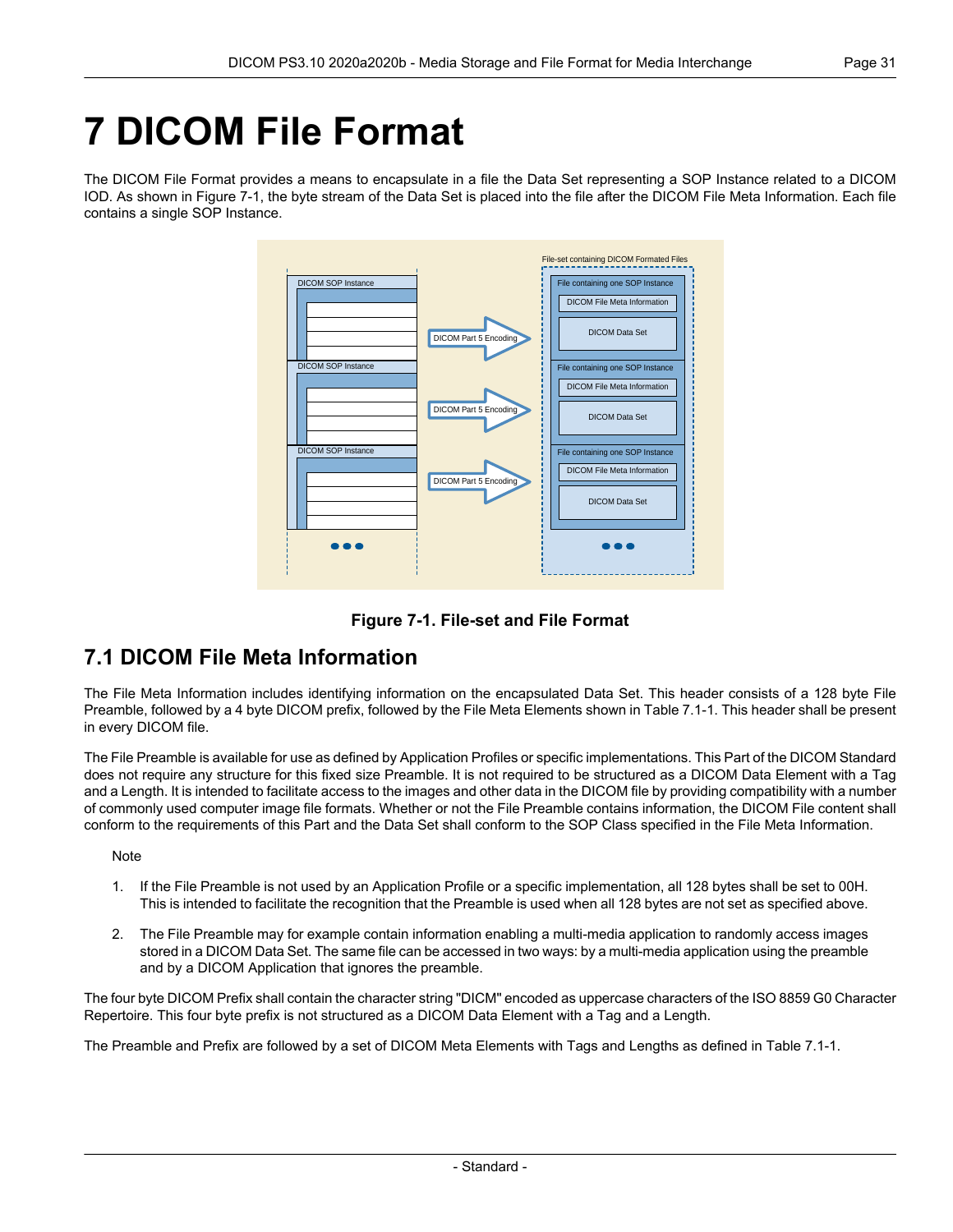# 7 DICOM File Format

The DICOM File Format provides a means to encapsulate in a file the Data Set representing a SOP Instance related to a DICOM IOD. As shown in Figure 7-1, the byte stream of the Data Set is placed into the file after the DICOM File Meta Information. Each file contains a single SOP Instance.

**Figure 7-1. File-set and File Format**

## 7.1 DICOM File Meta Information

The File Meta Information includes identifying information on the encapsulated Data Set. This header consists of a 128 byte File Preamble, followed by a 4 byte DICOM prefix, followed by the File Meta Elements shown in Table 7.1-1. This header shall be present in every DICOM file.

The File Preamble is available for use as defined by Application Profiles or specific implementations. This Part of the DICOM Standard does not require any structure for this fixed size Preamble. It is not required to be structured as a DICOM Data Element with a Tag and a Length. It is intended to facilitate access to the images and other data in the DICOM file by providing compatibility with a number of commonly used computer image file formats. Whether or not the File Preamble contains information, the DICOM File content shall conform to the requirements of this Part and the Data Set shall conform to the SOP Class specified in the File Meta Information.

Note

1. If the File Preamble is not used by an Application Profile or a specific implementation, all 128 bytes shall be set to 00H. This is intended to facilitate the recognition that the Preamble is used when all 128 bytes are not set as specified above.

2. The File Preamble may for example contain information enabling a multi-media application to randomly access images stored in a DICOM Data Set. The same file can be accessed in two ways: by a multi-media application using the preamble and by a DICOM Application that ignores the preamble.

The four byte DICOM Prefix shall contain the character string "DICM" encoded as uppercase characters of the ISO 8859 G0 Character Repertoire. This four byte prefix is not structured as a DICOM Data Element with a Tag and a Length.

The Preamble and Prefix are followed by a set of DICOM Meta Elements with Tags and Lengths as defined in Table 7.1-1.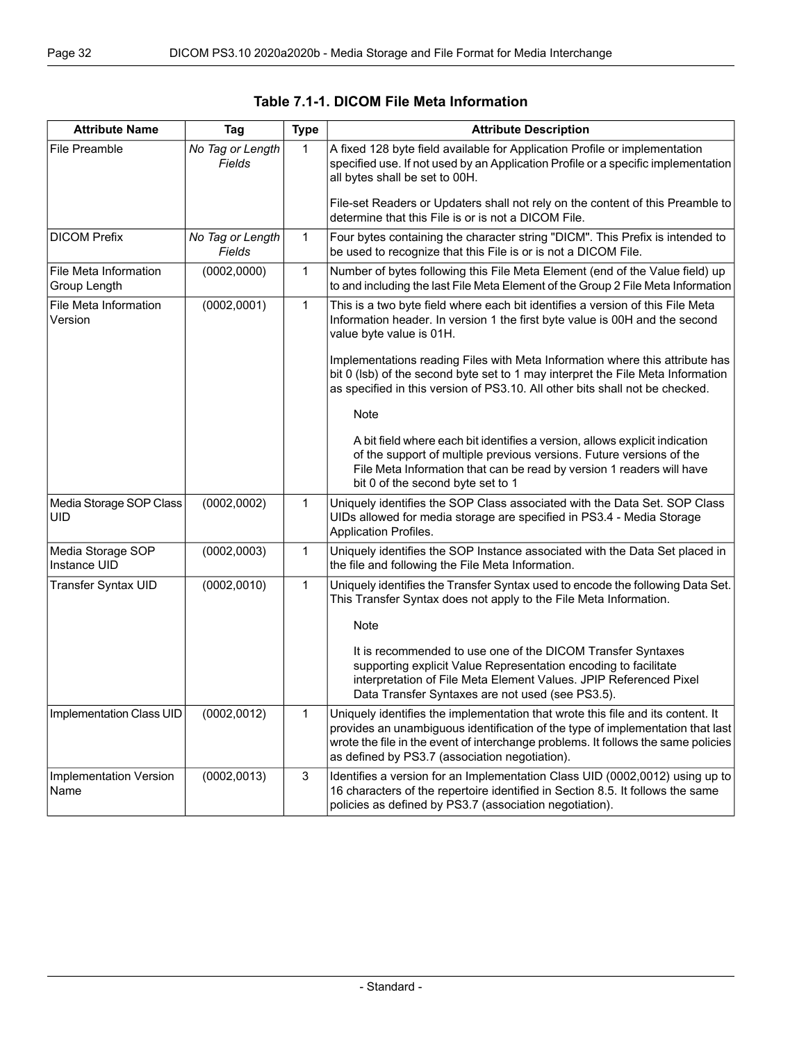**Table 7.1-1. DICOM File Meta Information**

| Attribute Name | Tag | Type | Attribute Description |
|---|---|---|---|
| File Preamble | *No Tag or Length Fields* | 1 | A fixed 128 byte field available for Application Profile or implementation specified use. If not used by an Application Profile or a specific implementation all bytes shall be set to 00H.<br><br>File-set Readers or Updaters shall not rely on the content of this Preamble to determine that this File is or is not a DICOM File. |
| DICOM Prefix | *No Tag or Length Fields* | 1 | Four bytes containing the character string "DICM". This Prefix is intended to be used to recognize that this File is or is not a DICOM File. |
| File Meta Information Group Length | (0002,0000) | 1 | Number of bytes following this File Meta Element (end of the Value field) up to and including the last File Meta Element of the Group 2 File Meta Information |
| File Meta Information Version | (0002,0001) | 1 | This is a two byte field where each bit identifies a version of this File Meta Information header. In version 1 the first byte value is 00H and the second value byte value is 01H.<br><br>Implementations reading Files with Meta Information where this attribute has bit 0 (lsb) of the second byte set to 1 may interpret the File Meta Information as specified in this version of PS3.10. All other bits shall not be checked.<br><br>Note<br><br>A bit field where each bit identifies a version, allows explicit indication of the support of multiple previous versions. Future versions of the File Meta Information that can be read by version 1 readers will have bit 0 of the second byte set to 1 |
| Media Storage SOP Class UID | (0002,0002) | 1 | Uniquely identifies the SOP Class associated with the Data Set. SOP Class UIDs allowed for media storage are specified in PS3.4 - Media Storage Application Profiles. |
| Media Storage SOP Instance UID | (0002,0003) | 1 | Uniquely identifies the SOP Instance associated with the Data Set placed in the file and following the File Meta Information. |
| Transfer Syntax UID | (0002,0010) | 1 | Uniquely identifies the Transfer Syntax used to encode the following Data Set. This Transfer Syntax does not apply to the File Meta Information.<br><br>Note<br><br>It is recommended to use one of the DICOM Transfer Syntaxes supporting explicit Value Representation encoding to facilitate interpretation of File Meta Element Values. JPIP Referenced Pixel Data Transfer Syntaxes are not used (see PS3.5). |
| Implementation Class UID | (0002,0012) | 1 | Uniquely identifies the implementation that wrote this file and its content. It provides an unambiguous identification of the type of implementation that last wrote the file in the event of interchange problems. It follows the same policies as defined by PS3.7 (association negotiation). |
| Implementation Version Name | (0002,0013) | 3 | Identifies a version for an Implementation Class UID (0002,0012) using up to 16 characters of the repertoire identified in Section 8.5. It follows the same policies as defined by PS3.7 (association negotiation). |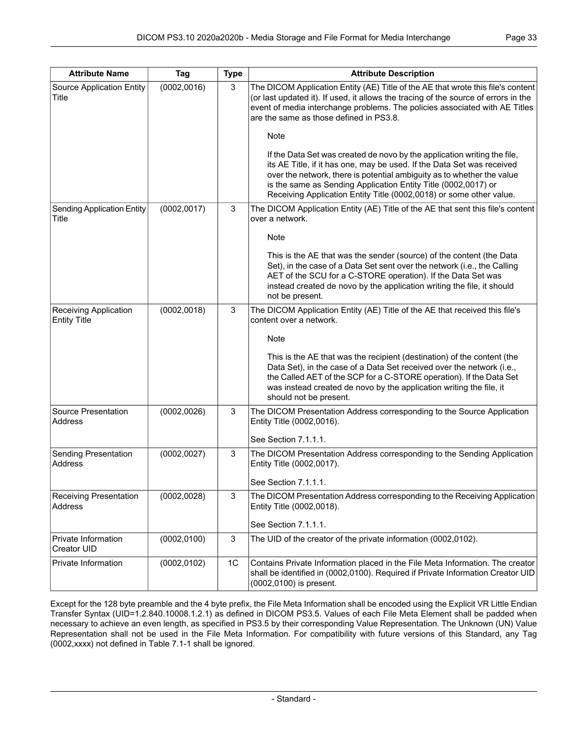| Attribute Name | Tag | Type | Attribute Description |
|---|---|---|---|
| Source Application Entity Title | (0002,0016) | 3 | The DICOM Application Entity (AE) Title of the AE that wrote this file's content (or last updated it). If used, it allows the tracing of the source of errors in the event of media interchange problems. The policies associated with AE Titles are the same as those defined in PS3.8.<br><br>Note<br><br>If the Data Set was created de novo by the application writing the file, its AE Title, if it has one, may be used. If the Data Set was received over the network, there is potential ambiguity as to whether the value is the same as Sending Application Entity Title (0002,0017) or Receiving Application Entity Title (0002,0018) or some other value. |
| Sending Application Entity Title | (0002,0017) | 3 | The DICOM Application Entity (AE) Title of the AE that sent this file's content over a network.<br><br>Note<br><br>This is the AE that was the sender (source) of the content (the Data Set), in the case of a Data Set sent over the network (i.e., the Calling AET of the SCU for a C-STORE operation). If the Data Set was instead created de novo by the application writing the file, it should not be present. |
| Receiving Application Entity Title | (0002,0018) | 3 | The DICOM Application Entity (AE) Title of the AE that received this file's content over a network.<br><br>Note<br><br>This is the AE that was the recipient (destination) of the content (the Data Set), in the case of a Data Set received over the network (i.e., the Called AET of the SCP for a C-STORE operation). If the Data Set was instead created de novo by the application writing the file, it should not be present. |
| Source Presentation Address | (0002,0026) | 3 | The DICOM Presentation Address corresponding to the Source Application Entity Title (0002,0016).<br><br>See Section 7.1.1.1. |
| Sending Presentation Address | (0002,0027) | 3 | The DICOM Presentation Address corresponding to the Sending Application Entity Title (0002,0017).<br><br>See Section 7.1.1.1. |
| Receiving Presentation Address | (0002,0028) | 3 | The DICOM Presentation Address corresponding to the Receiving Application Entity Title (0002,0018).<br><br>See Section 7.1.1.1. |
| Private Information Creator UID | (0002,0100) | 3 | The UID of the creator of the private information (0002,0102). |
| Private Information | (0002,0102) | 1C | Contains Private Information placed in the File Meta Information. The creator shall be identified in (0002,0100). Required if Private Information Creator UID (0002,0100) is present. |

Except for the 128 byte preamble and the 4 byte prefix, the File Meta Information shall be encoded using the Explicit VR Little Endian Transfer Syntax (UID=1.2.840.10008.1.2.1) as defined in DICOM PS3.5. Values of each File Meta Element shall be padded when necessary to achieve an even length, as specified in PS3.5 by their corresponding Value Representation. The Unknown (UN) Value Representation shall not be used in the File Meta Information. For compatibility with future versions of this Standard, any Tag (0002,xxxx) not defined in Table 7.1-1 shall be ignored.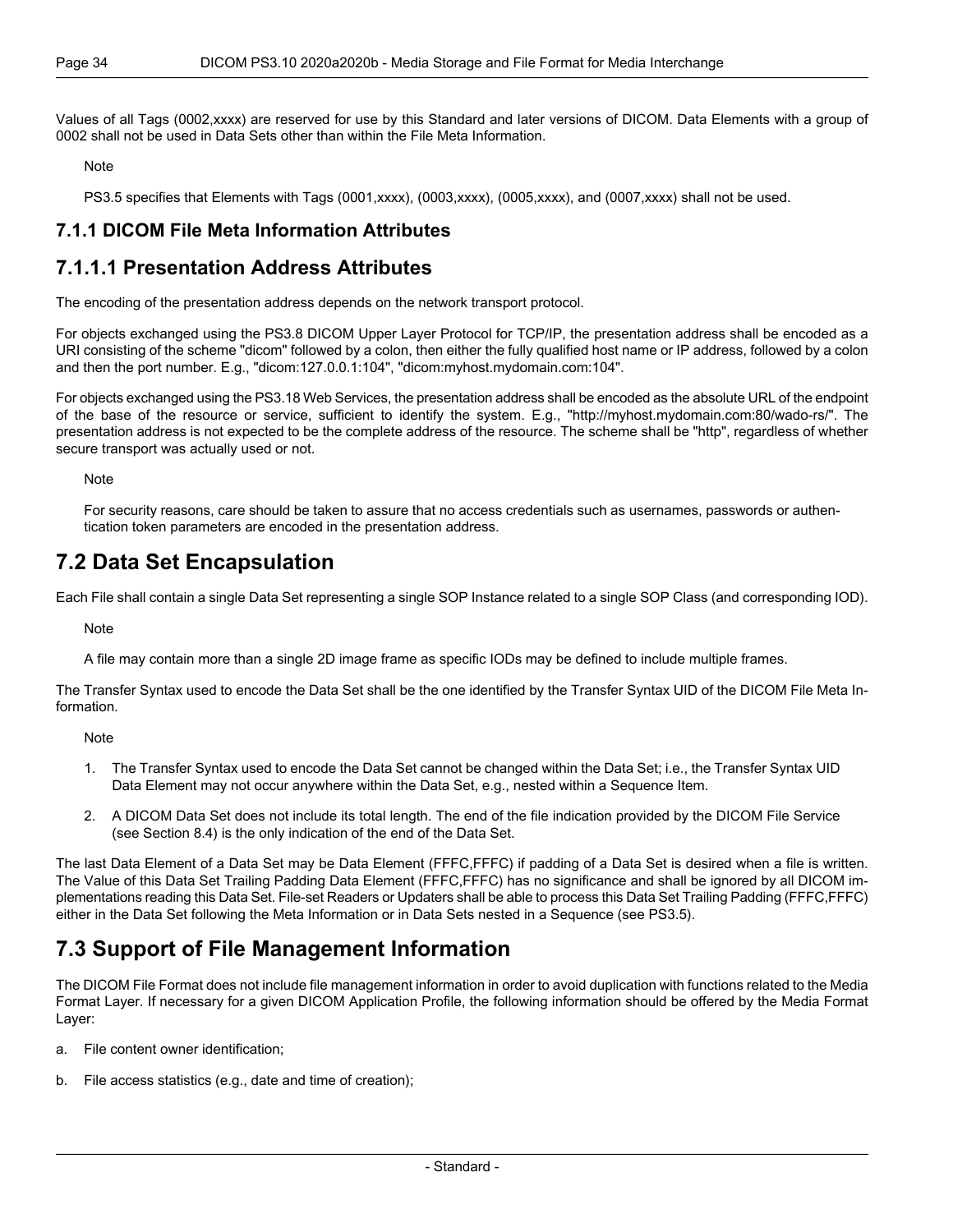Values of all Tags (0002,xxxx) are reserved for use by this Standard and later versions of DICOM. Data Elements with a group of 0002 shall not be used in Data Sets other than within the File Meta Information.

Note

PS3.5 specifies that Elements with Tags (0001,xxxx), (0003,xxxx), (0005,xxxx), and (0007,xxxx) shall not be used.

### 7.1.1 DICOM File Meta Information Attributes

### 7.1.1.1 Presentation Address Attributes

The encoding of the presentation address depends on the network transport protocol.

For objects exchanged using the PS3.8 DICOM Upper Layer Protocol for TCP/IP, the presentation address shall be encoded as a URI consisting of the scheme "dicom" followed by a colon, then either the fully qualified host name or IP address, followed by a colon and then the port number. E.g., "dicom:127.0.0.1:104", "dicom:myhost.mydomain.com:104".

For objects exchanged using the PS3.18 Web Services, the presentation address shall be encoded as the absolute URL of the endpoint of the base of the resource or service, sufficient to identify the system. E.g., "http://myhost.mydomain.com:80/wado-rs/". The presentation address is not expected to be the complete address of the resource. The scheme shall be "http", regardless of whether secure transport was actually used or not.

Note

For security reasons, care should be taken to assure that no access credentials such as usernames, passwords or authentication token parameters are encoded in the presentation address.

## 7.2 Data Set Encapsulation

Each File shall contain a single Data Set representing a single SOP Instance related to a single SOP Class (and corresponding IOD).

Note

A file may contain more than a single 2D image frame as specific IODs may be defined to include multiple frames.

The Transfer Syntax used to encode the Data Set shall be the one identified by the Transfer Syntax UID of the DICOM File Meta Information.

Note

1. The Transfer Syntax used to encode the Data Set cannot be changed within the Data Set; i.e., the Transfer Syntax UID Data Element may not occur anywhere within the Data Set, e.g., nested within a Sequence Item.
2. A DICOM Data Set does not include its total length. The end of the file indication provided by the DICOM File Service (see Section 8.4) is the only indication of the end of the Data Set.

The last Data Element of a Data Set may be Data Element (FFFC,FFFC) if padding of a Data Set is desired when a file is written. The Value of this Data Set Trailing Padding Data Element (FFFC,FFFC) has no significance and shall be ignored by all DICOM implementations reading this Data Set. File-set Readers or Updaters shall be able to process this Data Set Trailing Padding (FFFC,FFFC) either in the Data Set following the Meta Information or in Data Sets nested in a Sequence (see PS3.5).

## 7.3 Support of File Management Information

The DICOM File Format does not include file management information in order to avoid duplication with functions related to the Media Format Layer. If necessary for a given DICOM Application Profile, the following information should be offered by the Media Format Layer:

a. File content owner identification;

b. File access statistics (e.g., date and time of creation);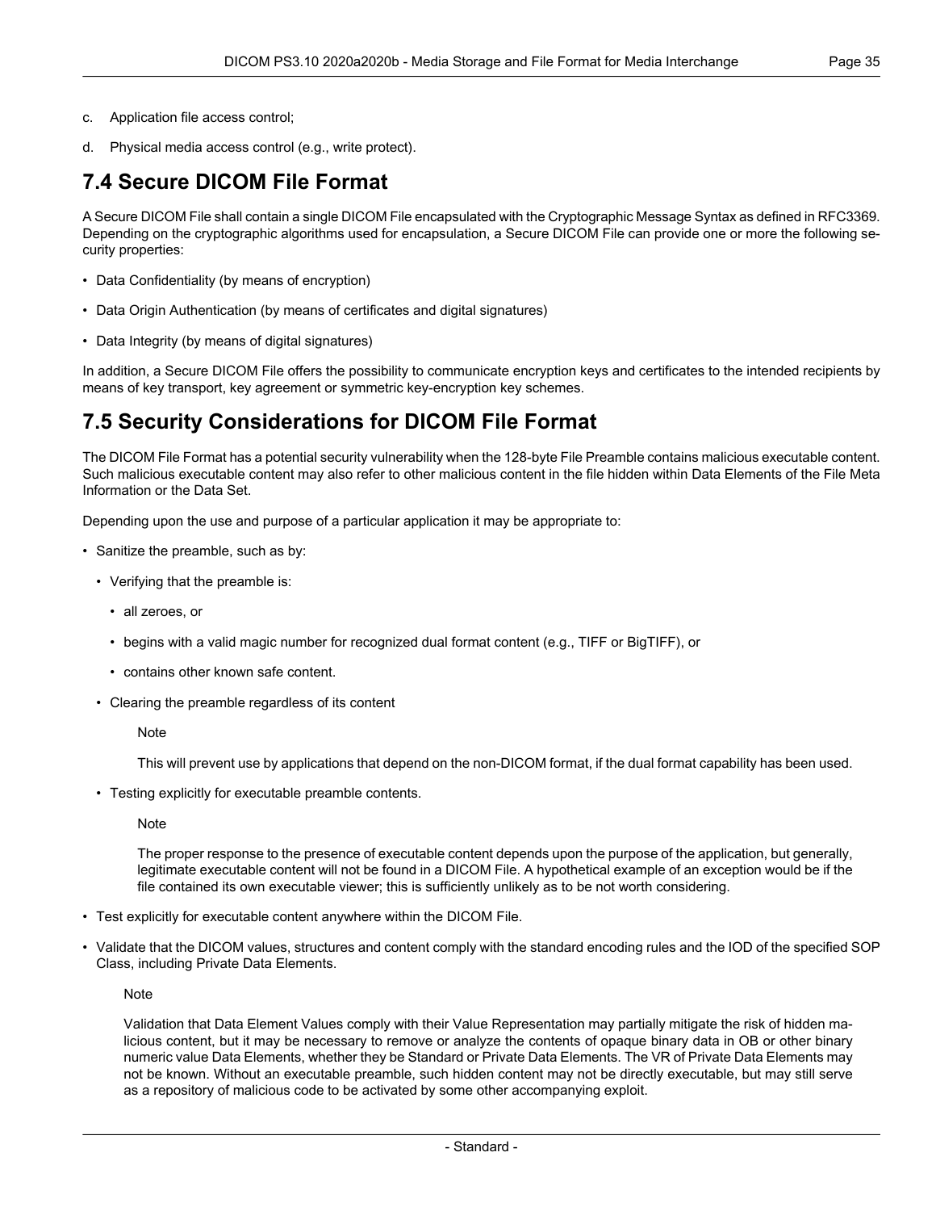c. Application file access control;

d. Physical media access control (e.g., write protect).

## 7.4 Secure DICOM File Format

A Secure DICOM File shall contain a single DICOM File encapsulated with the Cryptographic Message Syntax as defined in RFC3369. Depending on the cryptographic algorithms used for encapsulation, a Secure DICOM File can provide one or more the following security properties:

- Data Confidentiality (by means of encryption)
- Data Origin Authentication (by means of certificates and digital signatures)
- Data Integrity (by means of digital signatures)

In addition, a Secure DICOM File offers the possibility to communicate encryption keys and certificates to the intended recipients by means of key transport, key agreement or symmetric key-encryption key schemes.

## 7.5 Security Considerations for DICOM File Format

The DICOM File Format has a potential security vulnerability when the 128-byte File Preamble contains malicious executable content. Such malicious executable content may also refer to other malicious content in the file hidden within Data Elements of the File Meta Information or the Data Set.

Depending upon the use and purpose of a particular application it may be appropriate to:

- Sanitize the preamble, such as by:
  - Verifying that the preamble is:
    - all zeroes, or
    - begins with a valid magic number for recognized dual format content (e.g., TIFF or BigTIFF), or
    - contains other known safe content.
  - Clearing the preamble regardless of its content

    Note

    This will prevent use by applications that depend on the non-DICOM format, if the dual format capability has been used.

  - Testing explicitly for executable preamble contents.

    Note

    The proper response to the presence of executable content depends upon the purpose of the application, but generally, legitimate executable content will not be found in a DICOM File. A hypothetical example of an exception would be if the file contained its own executable viewer; this is sufficiently unlikely as to be not worth considering.

- Test explicitly for executable content anywhere within the DICOM File.
- Validate that the DICOM values, structures and content comply with the standard encoding rules and the IOD of the specified SOP Class, including Private Data Elements.

  Note

  Validation that Data Element Values comply with their Value Representation may partially mitigate the risk of hidden malicious content, but it may be necessary to remove or analyze the contents of opaque binary data in OB or other binary numeric value Data Elements, whether they be Standard or Private Data Elements. The VR of Private Data Elements may not be known. Without an executable preamble, such hidden content may not be directly executable, but may still serve as a repository of malicious code to be activated by some other accompanying exploit.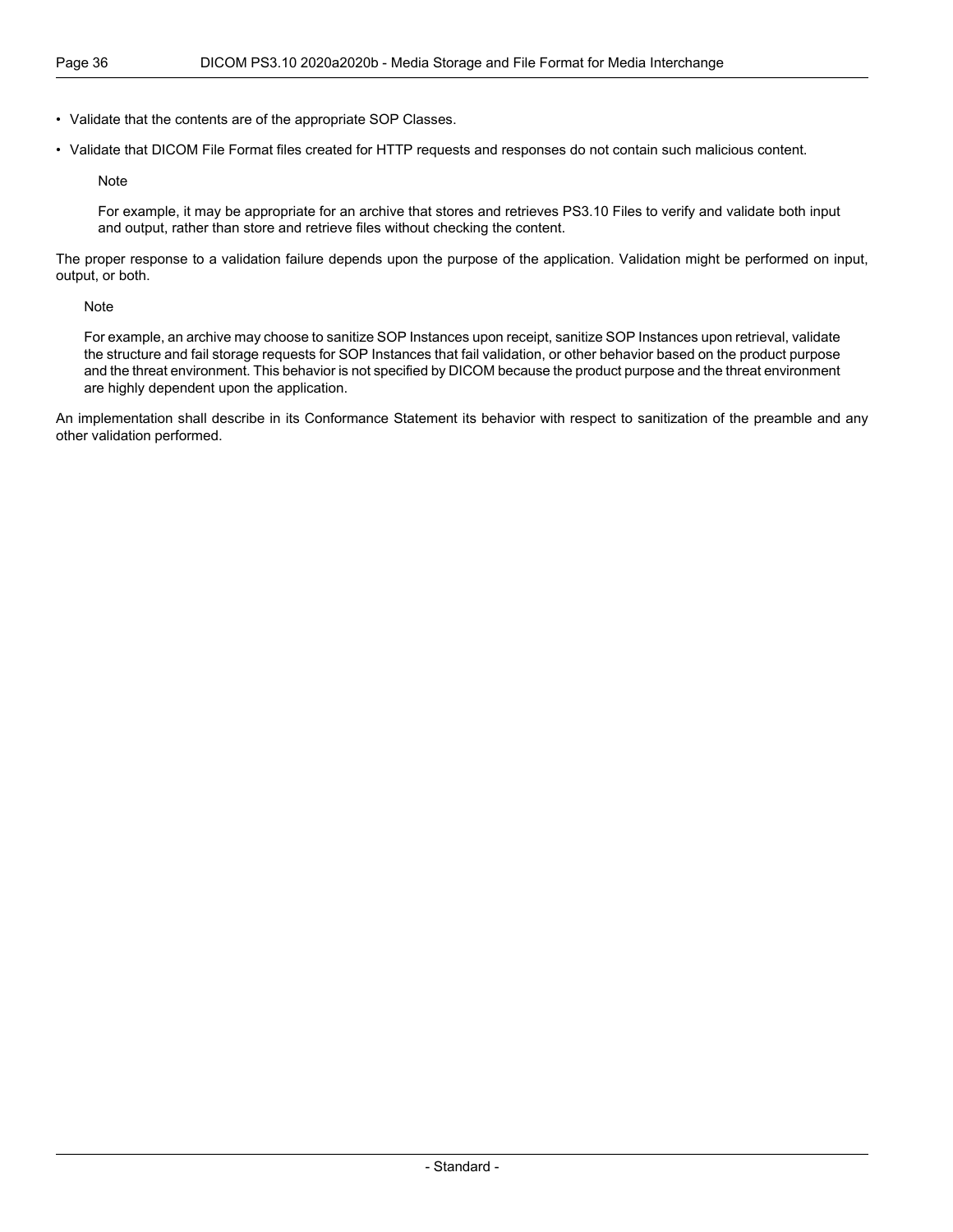- Validate that the contents are of the appropriate SOP Classes.
- Validate that DICOM File Format files created for HTTP requests and responses do not contain such malicious content.

  Note

  For example, it may be appropriate for an archive that stores and retrieves PS3.10 Files to verify and validate both input and output, rather than store and retrieve files without checking the content.

The proper response to a validation failure depends upon the purpose of the application. Validation might be performed on input, output, or both.

> Note
>
> For example, an archive may choose to sanitize SOP Instances upon receipt, sanitize SOP Instances upon retrieval, validate the structure and fail storage requests for SOP Instances that fail validation, or other behavior based on the product purpose and the threat environment. This behavior is not specified by DICOM because the product purpose and the threat environment are highly dependent upon the application.

An implementation shall describe in its Conformance Statement its behavior with respect to sanitization of the preamble and any other validation performed.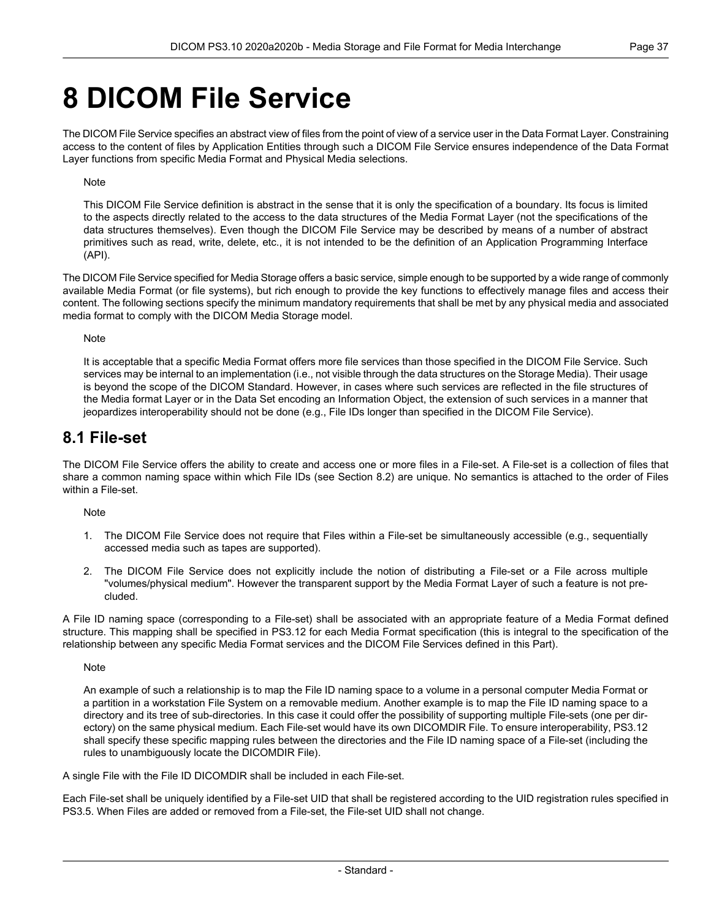# 8 DICOM File Service

The DICOM File Service specifies an abstract view of files from the point of view of a service user in the Data Format Layer. Constraining access to the content of files by Application Entities through such a DICOM File Service ensures independence of the Data Format Layer functions from specific Media Format and Physical Media selections.

Note

This DICOM File Service definition is abstract in the sense that it is only the specification of a boundary. Its focus is limited to the aspects directly related to the access to the data structures of the Media Format Layer (not the specifications of the data structures themselves). Even though the DICOM File Service may be described by means of a number of abstract primitives such as read, write, delete, etc., it is not intended to be the definition of an Application Programming Interface (API).

The DICOM File Service specified for Media Storage offers a basic service, simple enough to be supported by a wide range of commonly available Media Format (or file systems), but rich enough to provide the key functions to effectively manage files and access their content. The following sections specify the minimum mandatory requirements that shall be met by any physical media and associated media format to comply with the DICOM Media Storage model.

Note

It is acceptable that a specific Media Format offers more file services than those specified in the DICOM File Service. Such services may be internal to an implementation (i.e., not visible through the data structures on the Storage Media). Their usage is beyond the scope of the DICOM Standard. However, in cases where such services are reflected in the file structures of the Media format Layer or in the Data Set encoding an Information Object, the extension of such services in a manner that jeopardizes interoperability should not be done (e.g., File IDs longer than specified in the DICOM File Service).

## 8.1 File-set

The DICOM File Service offers the ability to create and access one or more files in a File-set. A File-set is a collection of files that share a common naming space within which File IDs (see Section 8.2) are unique. No semantics is attached to the order of Files within a File-set.

Note

1. The DICOM File Service does not require that Files within a File-set be simultaneously accessible (e.g., sequentially accessed media such as tapes are supported).
2. The DICOM File Service does not explicitly include the notion of distributing a File-set or a File across multiple "volumes/physical medium". However the transparent support by the Media Format Layer of such a feature is not precluded.

A File ID naming space (corresponding to a File-set) shall be associated with an appropriate feature of a Media Format defined structure. This mapping shall be specified in PS3.12 for each Media Format specification (this is integral to the specification of the relationship between any specific Media Format services and the DICOM File Services defined in this Part).

Note

An example of such a relationship is to map the File ID naming space to a volume in a personal computer Media Format or a partition in a workstation File System on a removable medium. Another example is to map the File ID naming space to a directory and its tree of sub-directories. In this case it could offer the possibility of supporting multiple File-sets (one per directory) on the same physical medium. Each File-set would have its own DICOMDIR File. To ensure interoperability, PS3.12 shall specify these specific mapping rules between the directories and the File ID naming space of a File-set (including the rules to unambiguously locate the DICOMDIR File).

A single File with the File ID DICOMDIR shall be included in each File-set.

Each File-set shall be uniquely identified by a File-set UID that shall be registered according to the UID registration rules specified in PS3.5. When Files are added or removed from a File-set, the File-set UID shall not change.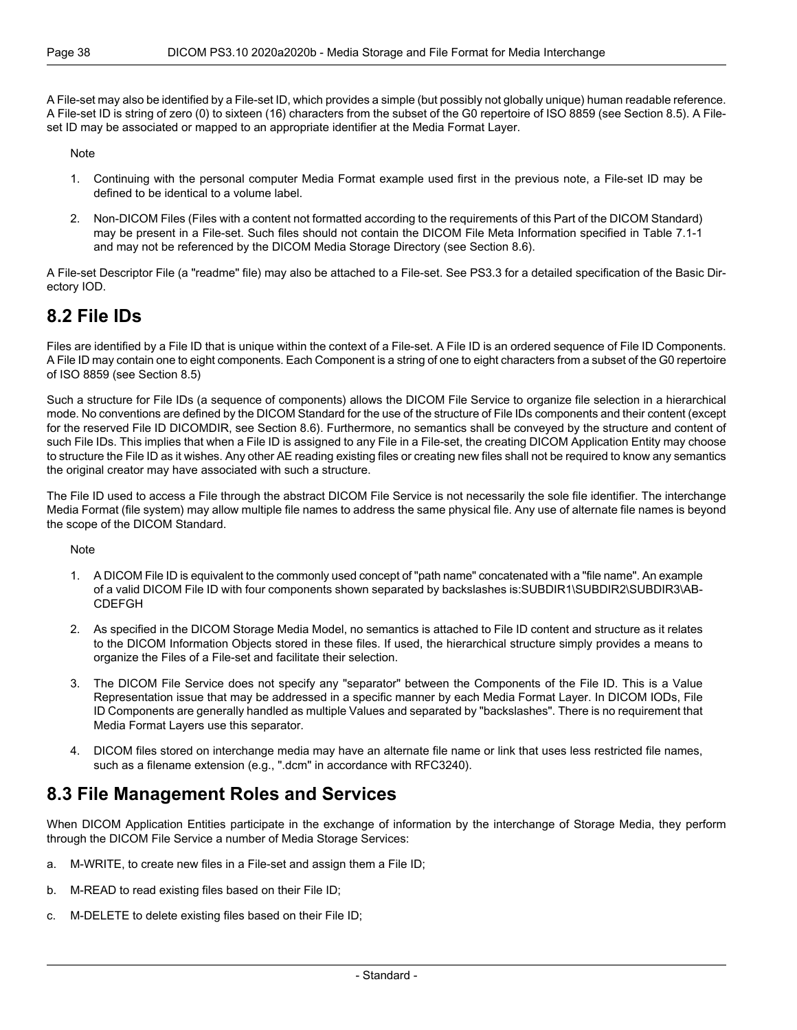A File-set may also be identified by a File-set ID, which provides a simple (but possibly not globally unique) human readable reference. A File-set ID is string of zero (0) to sixteen (16) characters from the subset of the G0 repertoire of ISO 8859 (see Section 8.5). A File-set ID may be associated or mapped to an appropriate identifier at the Media Format Layer.

Note

1. Continuing with the personal computer Media Format example used first in the previous note, a File-set ID may be defined to be identical to a volume label.
2. Non-DICOM Files (Files with a content not formatted according to the requirements of this Part of the DICOM Standard) may be present in a File-set. Such files should not contain the DICOM File Meta Information specified in Table 7.1-1 and may not be referenced by the DICOM Media Storage Directory (see Section 8.6).

A File-set Descriptor File (a "readme" file) may also be attached to a File-set. See PS3.3 for a detailed specification of the Basic Directory IOD.

## 8.2 File IDs

Files are identified by a File ID that is unique within the context of a File-set. A File ID is an ordered sequence of File ID Components. A File ID may contain one to eight components. Each Component is a string of one to eight characters from a subset of the G0 repertoire of ISO 8859 (see Section 8.5)

Such a structure for File IDs (a sequence of components) allows the DICOM File Service to organize file selection in a hierarchical mode. No conventions are defined by the DICOM Standard for the use of the structure of File IDs components and their content (except for the reserved File ID DICOMDIR, see Section 8.6). Furthermore, no semantics shall be conveyed by the structure and content of such File IDs. This implies that when a File ID is assigned to any File in a File-set, the creating DICOM Application Entity may choose to structure the File ID as it wishes. Any other AE reading existing files or creating new files shall not be required to know any semantics the original creator may have associated with such a structure.

The File ID used to access a File through the abstract DICOM File Service is not necessarily the sole file identifier. The interchange Media Format (file system) may allow multiple file names to address the same physical file. Any use of alternate file names is beyond the scope of the DICOM Standard.

Note

1. A DICOM File ID is equivalent to the commonly used concept of "path name" concatenated with a "file name". An example of a valid DICOM File ID with four components shown separated by backslashes is:SUBDIR1\SUBDIR2\SUBDIR3\ABCDEFGH
2. As specified in the DICOM Storage Media Model, no semantics is attached to File ID content and structure as it relates to the DICOM Information Objects stored in these files. If used, the hierarchical structure simply provides a means to organize the Files of a File-set and facilitate their selection.
3. The DICOM File Service does not specify any "separator" between the Components of the File ID. This is a Value Representation issue that may be addressed in a specific manner by each Media Format Layer. In DICOM IODs, File ID Components are generally handled as multiple Values and separated by "backslashes". There is no requirement that Media Format Layers use this separator.
4. DICOM files stored on interchange media may have an alternate file name or link that uses less restricted file names, such as a filename extension (e.g., ".dcm" in accordance with RFC3240).

## 8.3 File Management Roles and Services

When DICOM Application Entities participate in the exchange of information by the interchange of Storage Media, they perform through the DICOM File Service a number of Media Storage Services:

a. M-WRITE, to create new files in a File-set and assign them a File ID;

b. M-READ to read existing files based on their File ID;

c. M-DELETE to delete existing files based on their File ID;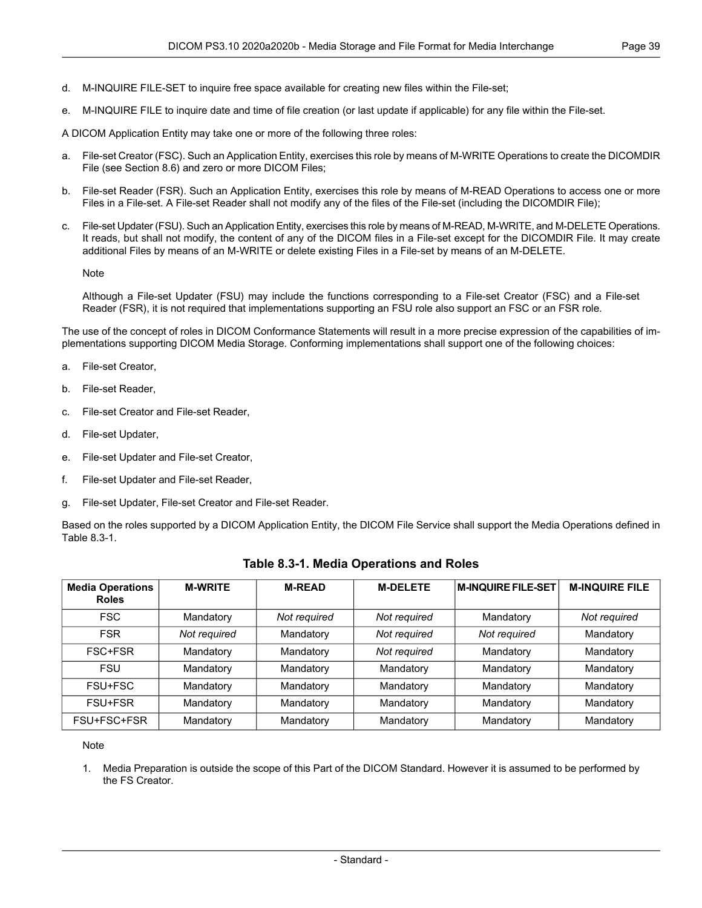d. M-INQUIRE FILE-SET to inquire free space available for creating new files within the File-set;

e. M-INQUIRE FILE to inquire date and time of file creation (or last update if applicable) for any file within the File-set.

A DICOM Application Entity may take one or more of the following three roles:

a. File-set Creator (FSC). Such an Application Entity, exercises this role by means of M-WRITE Operations to create the DICOMDIR File (see Section 8.6) and zero or more DICOM Files;

b. File-set Reader (FSR). Such an Application Entity, exercises this role by means of M-READ Operations to access one or more Files in a File-set. A File-set Reader shall not modify any of the files of the File-set (including the DICOMDIR File);

c. File-set Updater (FSU). Such an Application Entity, exercises this role by means of M-READ, M-WRITE, and M-DELETE Operations. It reads, but shall not modify, the content of any of the DICOM files in a File-set except for the DICOMDIR File. It may create additional Files by means of an M-WRITE or delete existing Files in a File-set by means of an M-DELETE.

Note

Although a File-set Updater (FSU) may include the functions corresponding to a File-set Creator (FSC) and a File-set Reader (FSR), it is not required that implementations supporting an FSU role also support an FSC or an FSR role.

The use of the concept of roles in DICOM Conformance Statements will result in a more precise expression of the capabilities of implementations supporting DICOM Media Storage. Conforming implementations shall support one of the following choices:

a. File-set Creator,

b. File-set Reader,

c. File-set Creator and File-set Reader,

d. File-set Updater,

e. File-set Updater and File-set Creator,

f. File-set Updater and File-set Reader,

g. File-set Updater, File-set Creator and File-set Reader.

Based on the roles supported by a DICOM Application Entity, the DICOM File Service shall support the Media Operations defined in Table 8.3-1.

**Table 8.3-1. Media Operations and Roles**

| Media Operations Roles | M-WRITE | M-READ | M-DELETE | M-INQUIRE FILE-SET | M-INQUIRE FILE |
|---|---|---|---|---|---|
| FSC | Mandatory | *Not required* | *Not required* | Mandatory | *Not required* |
| FSR | *Not required* | Mandatory | *Not required* | *Not required* | Mandatory |
| FSC+FSR | Mandatory | Mandatory | *Not required* | Mandatory | Mandatory |
| FSU | Mandatory | Mandatory | Mandatory | Mandatory | Mandatory |
| FSU+FSC | Mandatory | Mandatory | Mandatory | Mandatory | Mandatory |
| FSU+FSR | Mandatory | Mandatory | Mandatory | Mandatory | Mandatory |
| FSU+FSC+FSR | Mandatory | Mandatory | Mandatory | Mandatory | Mandatory |

Note

1. Media Preparation is outside the scope of this Part of the DICOM Standard. However it is assumed to be performed by the FS Creator.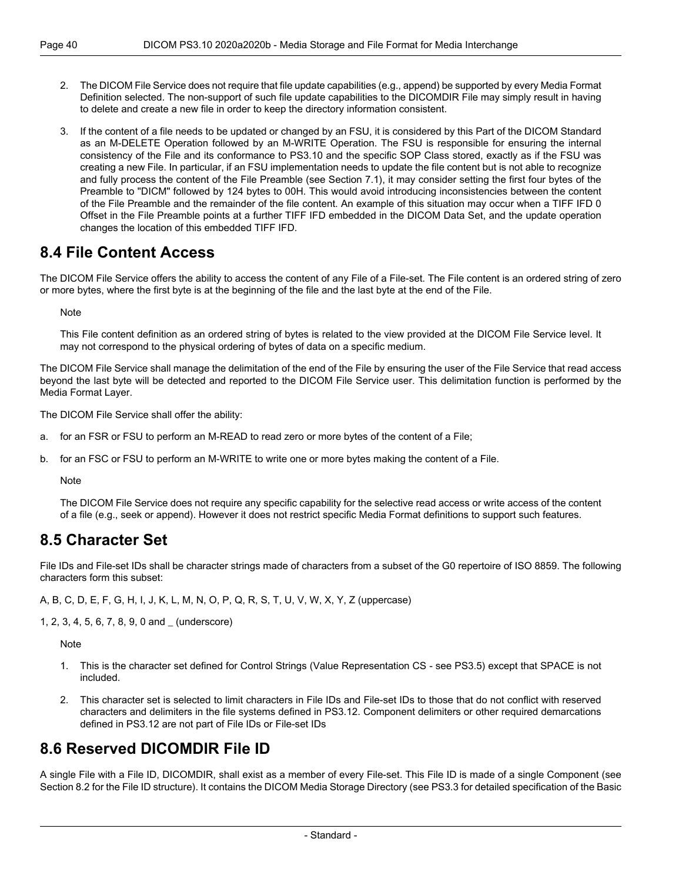2. The DICOM File Service does not require that file update capabilities (e.g., append) be supported by every Media Format Definition selected. The non-support of such file update capabilities to the DICOMDIR File may simply result in having to delete and create a new file in order to keep the directory information consistent.

3. If the content of a file needs to be updated or changed by an FSU, it is considered by this Part of the DICOM Standard as an M-DELETE Operation followed by an M-WRITE Operation. The FSU is responsible for ensuring the internal consistency of the File and its conformance to PS3.10 and the specific SOP Class stored, exactly as if the FSU was creating a new File. In particular, if an FSU implementation needs to update the file content but is not able to recognize and fully process the content of the File Preamble (see Section 7.1), it may consider setting the first four bytes of the Preamble to "DICM" followed by 124 bytes to 00H. This would avoid introducing inconsistencies between the content of the File Preamble and the remainder of the file content. An example of this situation may occur when a TIFF IFD 0 Offset in the File Preamble points at a further TIFF IFD embedded in the DICOM Data Set, and the update operation changes the location of this embedded TIFF IFD.

## 8.4 File Content Access

The DICOM File Service offers the ability to access the content of any File of a File-set. The File content is an ordered string of zero or more bytes, where the first byte is at the beginning of the file and the last byte at the end of the File.

Note

This File content definition as an ordered string of bytes is related to the view provided at the DICOM File Service level. It may not correspond to the physical ordering of bytes of data on a specific medium.

The DICOM File Service shall manage the delimitation of the end of the File by ensuring the user of the File Service that read access beyond the last byte will be detected and reported to the DICOM File Service user. This delimitation function is performed by the Media Format Layer.

The DICOM File Service shall offer the ability:

a. for an FSR or FSU to perform an M-READ to read zero or more bytes of the content of a File;

b. for an FSC or FSU to perform an M-WRITE to write one or more bytes making the content of a File.

Note

The DICOM File Service does not require any specific capability for the selective read access or write access of the content of a file (e.g., seek or append). However it does not restrict specific Media Format definitions to support such features.

## 8.5 Character Set

File IDs and File-set IDs shall be character strings made of characters from a subset of the G0 repertoire of ISO 8859. The following characters form this subset:

A, B, C, D, E, F, G, H, I, J, K, L, M, N, O, P, Q, R, S, T, U, V, W, X, Y, Z (uppercase)

1, 2, 3, 4, 5, 6, 7, 8, 9, 0 and _ (underscore)

Note

1. This is the character set defined for Control Strings (Value Representation CS - see PS3.5) except that SPACE is not included.

2. This character set is selected to limit characters in File IDs and File-set IDs to those that do not conflict with reserved characters and delimiters in the file systems defined in PS3.12. Component delimiters or other required demarcations defined in PS3.12 are not part of File IDs or File-set IDs

## 8.6 Reserved DICOMDIR File ID

A single File with a File ID, DICOMDIR, shall exist as a member of every File-set. This File ID is made of a single Component (see Section 8.2 for the File ID structure). It contains the DICOM Media Storage Directory (see PS3.3 for detailed specification of the Basic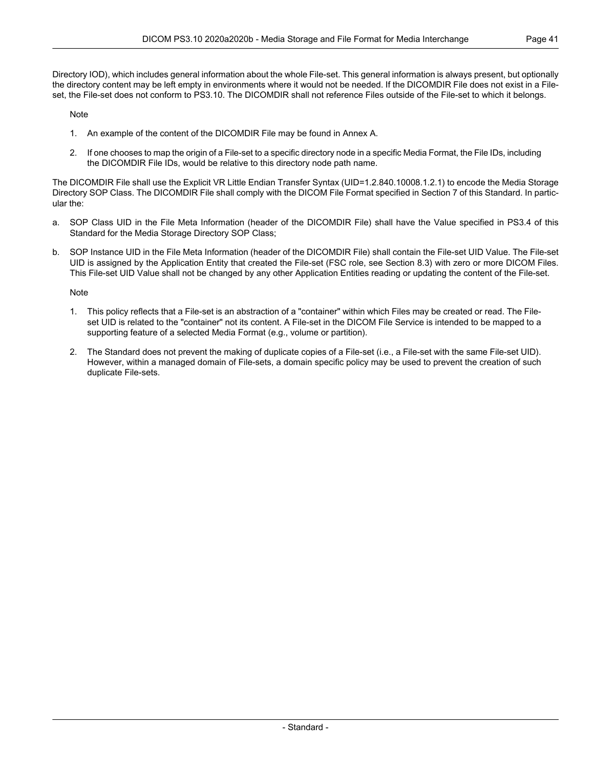Directory IOD), which includes general information about the whole File-set. This general information is always present, but optionally the directory content may be left empty in environments where it would not be needed. If the DICOMDIR File does not exist in a File-set, the File-set does not conform to PS3.10. The DICOMDIR shall not reference Files outside of the File-set to which it belongs.

Note

1. An example of the content of the DICOMDIR File may be found in Annex A.
2. If one chooses to map the origin of a File-set to a specific directory node in a specific Media Format, the File IDs, including the DICOMDIR File IDs, would be relative to this directory node path name.

The DICOMDIR File shall use the Explicit VR Little Endian Transfer Syntax (UID=1.2.840.10008.1.2.1) to encode the Media Storage Directory SOP Class. The DICOMDIR File shall comply with the DICOM File Format specified in Section 7 of this Standard. In particular the:

a. SOP Class UID in the File Meta Information (header of the DICOMDIR File) shall have the Value specified in PS3.4 of this Standard for the Media Storage Directory SOP Class;

b. SOP Instance UID in the File Meta Information (header of the DICOMDIR File) shall contain the File-set UID Value. The File-set UID is assigned by the Application Entity that created the File-set (FSC role, see Section 8.3) with zero or more DICOM Files. This File-set UID Value shall not be changed by any other Application Entities reading or updating the content of the File-set.

Note

1. This policy reflects that a File-set is an abstraction of a "container" within which Files may be created or read. The File-set UID is related to the "container" not its content. A File-set in the DICOM File Service is intended to be mapped to a supporting feature of a selected Media Format (e.g., volume or partition).
2. The Standard does not prevent the making of duplicate copies of a File-set (i.e., a File-set with the same File-set UID). However, within a managed domain of File-sets, a domain specific policy may be used to prevent the creation of such duplicate File-sets.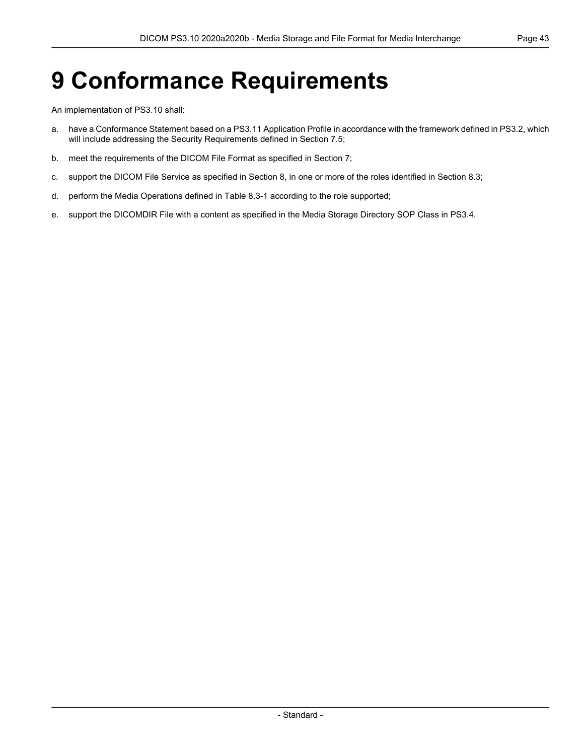# 9 Conformance Requirements

An implementation of PS3.10 shall:

a. have a Conformance Statement based on a PS3.11 Application Profile in accordance with the framework defined in PS3.2, which will include addressing the Security Requirements defined in Section 7.5;

b. meet the requirements of the DICOM File Format as specified in Section 7;

c. support the DICOM File Service as specified in Section 8, in one or more of the roles identified in Section 8.3;

d. perform the Media Operations defined in Table 8.3-1 according to the role supported;

e. support the DICOMDIR File with a content as specified in the Media Storage Directory SOP Class in PS3.4.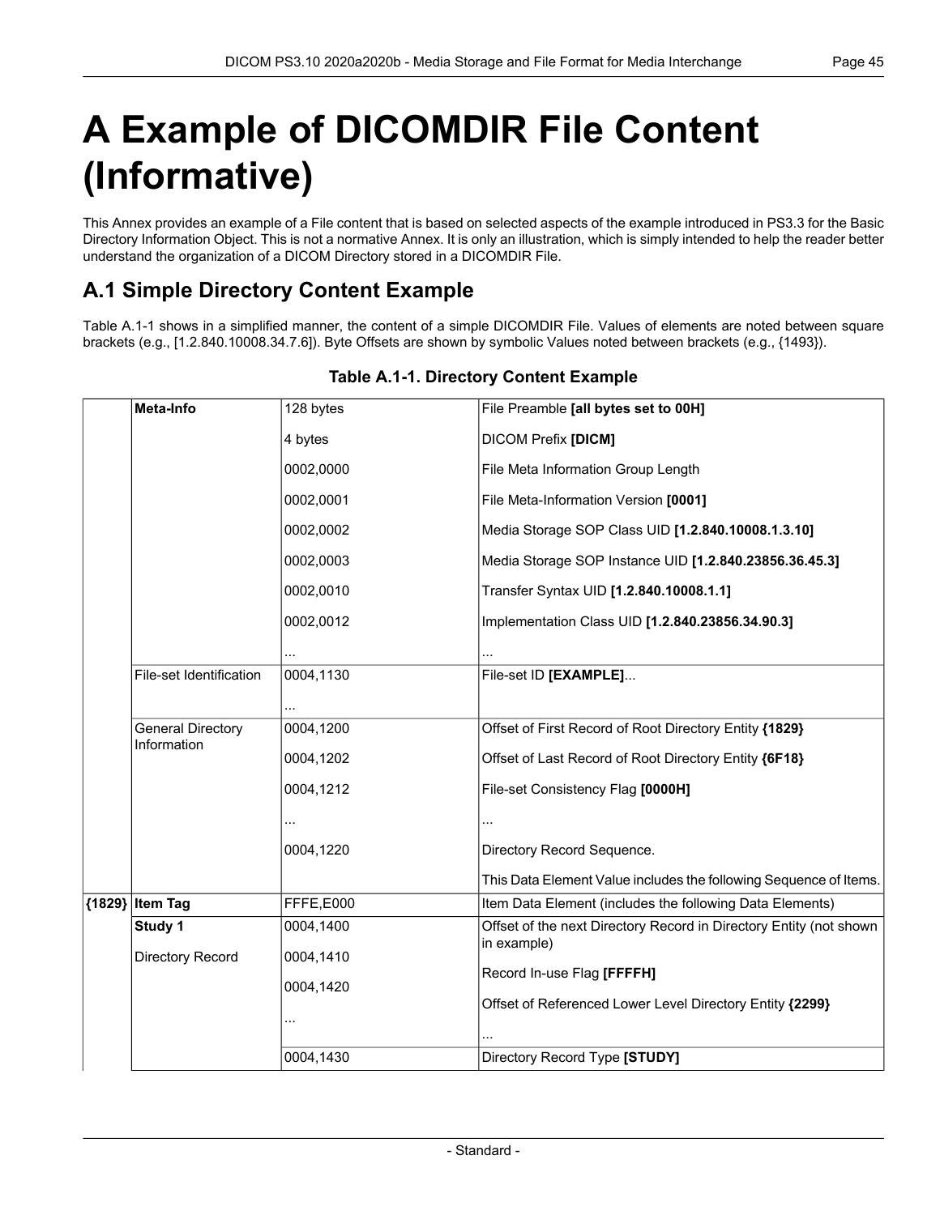# A Example of DICOMDIR File Content (Informative)

This Annex provides an example of a File content that is based on selected aspects of the example introduced in PS3.3 for the Basic Directory Information Object. This is not a normative Annex. It is only an illustration, which is simply intended to help the reader better understand the organization of a DICOM Directory stored in a DICOMDIR File.

## A.1 Simple Directory Content Example

Table A.1-1 shows in a simplified manner, the content of a simple DICOMDIR File. Values of elements are noted between square brackets (e.g., [1.2.840.10008.34.7.6]). Byte Offsets are shown by symbolic Values noted between brackets (e.g., {1493}).

**Table A.1-1. Directory Content Example**

| | | | |
|---|---|---|---|
| | **Meta-Info** | 128 bytes | File Preamble **[all bytes set to 00H]** |
| | | 4 bytes | DICOM Prefix **[DICM]** |
| | | 0002,0000 | File Meta Information Group Length |
| | | 0002,0001 | File Meta-Information Version **[0001]** |
| | | 0002,0002 | Media Storage SOP Class UID **[1.2.840.10008.1.3.10]** |
| | | 0002,0003 | Media Storage SOP Instance UID **[1.2.840.23856.36.45.3]** |
| | | 0002,0010 | Transfer Syntax UID **[1.2.840.10008.1.1]** |
| | | 0002,0012 | Implementation Class UID **[1.2.840.23856.34.90.3]** |
| | | ... | ... |
| | File-set Identification | 0004,1130 | File-set ID **[EXAMPLE]**... |
| | | ... | |
| | General Directory Information | 0004,1200 | Offset of First Record of Root Directory Entity **{1829}** |
| | | 0004,1202 | Offset of Last Record of Root Directory Entity **{6F18}** |
| | | 0004,1212 | File-set Consistency Flag **[0000H]** |
| | | ... | ... |
| | | 0004,1220 | Directory Record Sequence. |
| | | | This Data Element Value includes the following Sequence of Items. |
| **{1829}** | **Item Tag** | FFFE,E000 | Item Data Element (includes the following Data Elements) |
| | **Study 1** | 0004,1400 | Offset of the next Directory Record in Directory Entity (not shown in example) |
| | Directory Record | 0004,1410 | Record In-use Flag **[FFFFH]** |
| | | 0004,1420 | Offset of Referenced Lower Level Directory Entity **{2299}** |
| | | ... | ... |
| | | 0004,1430 | Directory Record Type **[STUDY]** |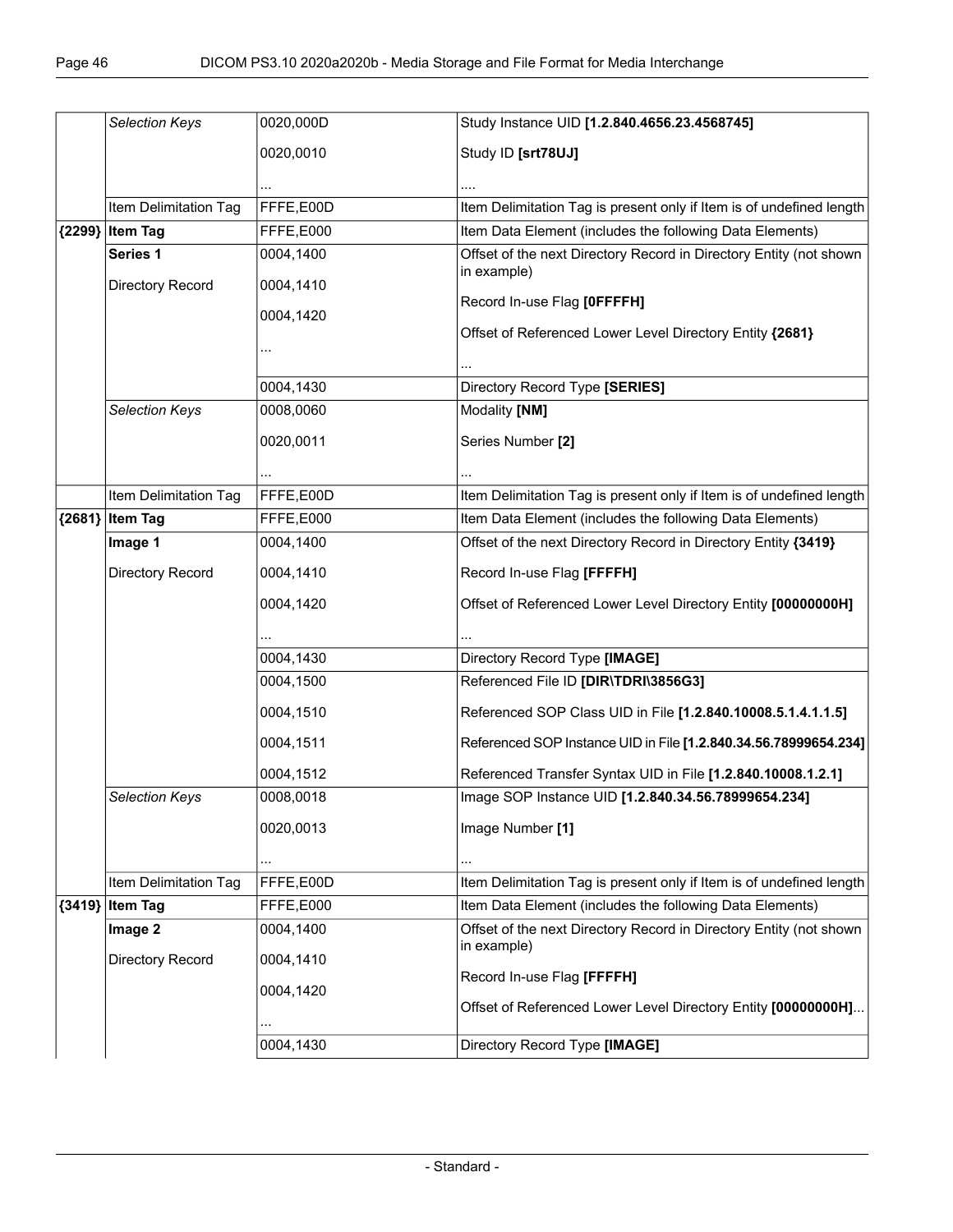| | | | |
|---|---|---|---|
| | *Selection Keys* | 0020,000D<br><br>0020,0010<br><br>... | Study Instance UID **[1.2.840.4656.23.4568745]**<br><br>Study ID **[srt78UJ]**<br><br>.... |
| | Item Delimitation Tag | FFFE,E00D | Item Delimitation Tag is present only if Item is of undefined length |
| **{2299}** | **Item Tag** | FFFE,E000 | Item Data Element (includes the following Data Elements) |
| | **Series 1**<br><br>Directory Record | 0004,1400<br><br>0004,1410<br><br>0004,1420<br><br>... | Offset of the next Directory Record in Directory Entity (not shown in example)<br><br>Record In-use Flag **[0FFFFH]**<br><br>Offset of Referenced Lower Level Directory Entity **{2681}**<br><br>... |
| | | 0004,1430 | Directory Record Type **[SERIES]** |
| | *Selection Keys* | 0008,0060<br><br>0020,0011<br><br>... | Modality **[NM]**<br><br>Series Number **[2]**<br><br>... |
| | Item Delimitation Tag | FFFE,E00D | Item Delimitation Tag is present only if Item is of undefined length |
| **{2681}** | **Item Tag** | FFFE,E000 | Item Data Element (includes the following Data Elements) |
| | **Image 1**<br><br>Directory Record | 0004,1400<br><br>0004,1410<br><br>0004,1420<br><br>... | Offset of the next Directory Record in Directory Entity **{3419}**<br><br>Record In-use Flag **[FFFFH]**<br><br>Offset of Referenced Lower Level Directory Entity **[00000000H]**<br><br>... |
| | | 0004,1430 | Directory Record Type **[IMAGE]** |
| | | 0004,1500<br><br>0004,1510<br><br>0004,1511<br><br>0004,1512 | Referenced File ID **[DIR\TDRI\3856G3]**<br><br>Referenced SOP Class UID in File **[1.2.840.10008.5.1.4.1.1.5]**<br><br>Referenced SOP Instance UID in File **[1.2.840.34.56.78999654.234]**<br><br>Referenced Transfer Syntax UID in File **[1.2.840.10008.1.2.1]** |
| | *Selection Keys* | 0008,0018<br><br>0020,0013<br><br>... | Image SOP Instance UID **[1.2.840.34.56.78999654.234]**<br><br>Image Number **[1]**<br><br>... |
| | Item Delimitation Tag | FFFE,E00D | Item Delimitation Tag is present only if Item is of undefined length |
| **{3419}** | **Item Tag** | FFFE,E000 | Item Data Element (includes the following Data Elements) |
| | **Image 2**<br><br>Directory Record | 0004,1400<br><br>0004,1410<br><br>0004,1420<br><br>... | Offset of the next Directory Record in Directory Entity (not shown in example)<br><br>Record In-use Flag **[FFFFH]**<br><br>Offset of Referenced Lower Level Directory Entity **[00000000H]**... |
| | | 0004,1430 | Directory Record Type **[IMAGE]** |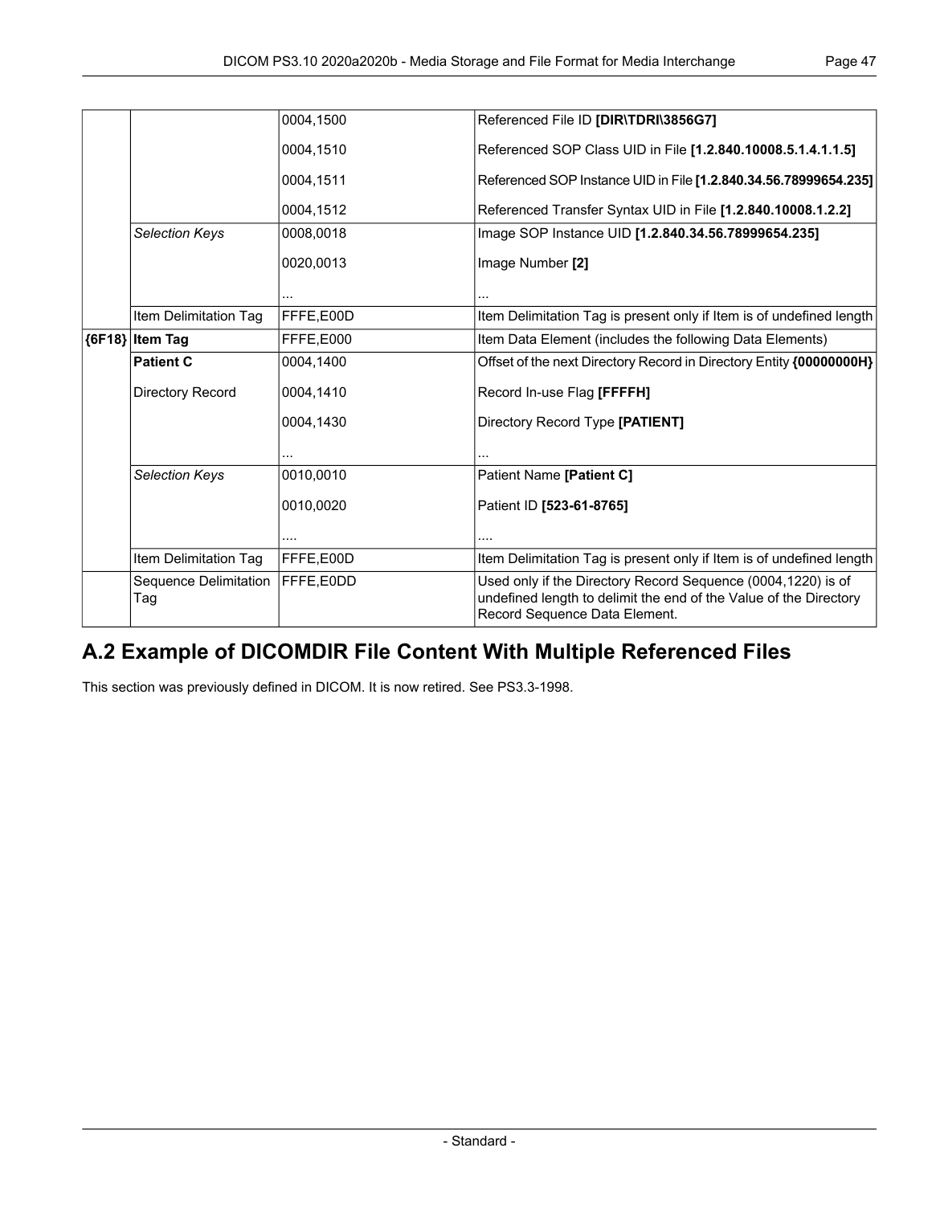| | | | |
|---|---|---|---|
| | | 0004,1500 | Referenced File ID **[DIR\TDRI\3856G7]** |
| | | 0004,1510 | Referenced SOP Class UID in File **[1.2.840.10008.5.1.4.1.1.5]** |
| | | 0004,1511 | Referenced SOP Instance UID in File **[1.2.840.34.56.78999654.235]** |
| | | 0004,1512 | Referenced Transfer Syntax UID in File **[1.2.840.10008.1.2.2]** |
| | *Selection Keys* | 0008,0018 | Image SOP Instance UID **[1.2.840.34.56.78999654.235]** |
| | | 0020,0013 | Image Number **[2]** |
| | | ... | ... |
| | Item Delimitation Tag | FFFE,E00D | Item Delimitation Tag is present only if Item is of undefined length |
| **{6F18}** | **Item Tag** | FFFE,E000 | Item Data Element (includes the following Data Elements) |
| | **Patient C** | 0004,1400 | Offset of the next Directory Record in Directory Entity **{00000000H}** |
| | Directory Record | 0004,1410 | Record In-use Flag **[FFFFH]** |
| | | 0004,1430 | Directory Record Type **[PATIENT]** |
| | | ... | ... |
| | *Selection Keys* | 0010,0010 | Patient Name **[Patient C]** |
| | | 0010,0020 | Patient ID **[523-61-8765]** |
| | | .... | .... |
| | Item Delimitation Tag | FFFE,E00D | Item Delimitation Tag is present only if Item is of undefined length |
| | Sequence Delimitation Tag | FFFE,E0DD | Used only if the Directory Record Sequence (0004,1220) is of undefined length to delimit the end of the Value of the Directory Record Sequence Data Element. |

## A.2 Example of DICOMDIR File Content With Multiple Referenced Files

This section was previously defined in DICOM. It is now retired. See PS3.3-1998.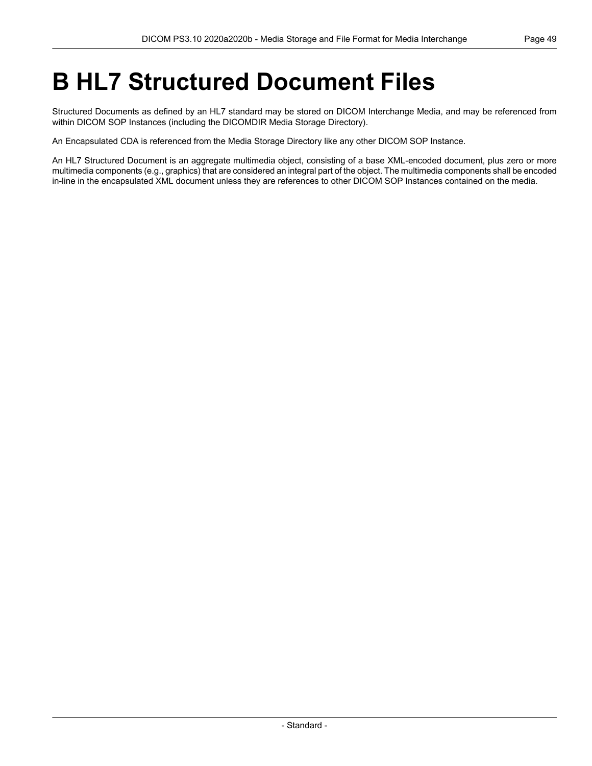# B HL7 Structured Document Files

Structured Documents as defined by an HL7 standard may be stored on DICOM Interchange Media, and may be referenced from within DICOM SOP Instances (including the DICOMDIR Media Storage Directory).

An Encapsulated CDA is referenced from the Media Storage Directory like any other DICOM SOP Instance.

An HL7 Structured Document is an aggregate multimedia object, consisting of a base XML-encoded document, plus zero or more multimedia components (e.g., graphics) that are considered an integral part of the object. The multimedia components shall be encoded in-line in the encapsulated XML document unless they are references to other DICOM SOP Instances contained on the media.